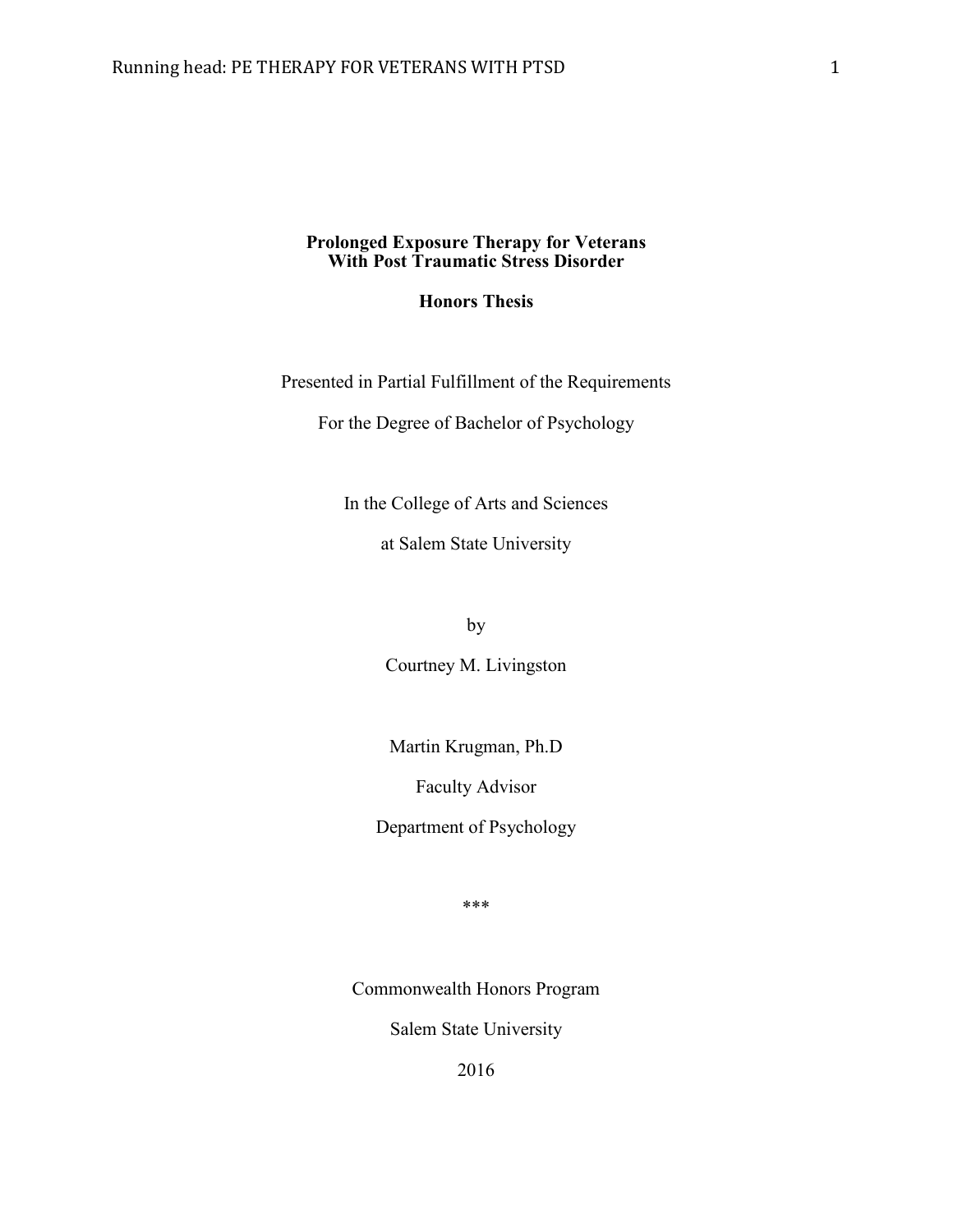# Prolonged Exposure Therapy for Veterans With Post Traumatic Stress Disorder

**Honors Thesis**

Presented in Partial Fulfillment of the Requirements

For the Degree of Bachelor of Psychology

In the College of Arts and Sciences

at Salem State University

by

Courtney M. Livingston

Martin Krugman, Ph.D

Faculty Advisor

Department of Psychology

***

Commonwealth Honors Program

Salem State University

2016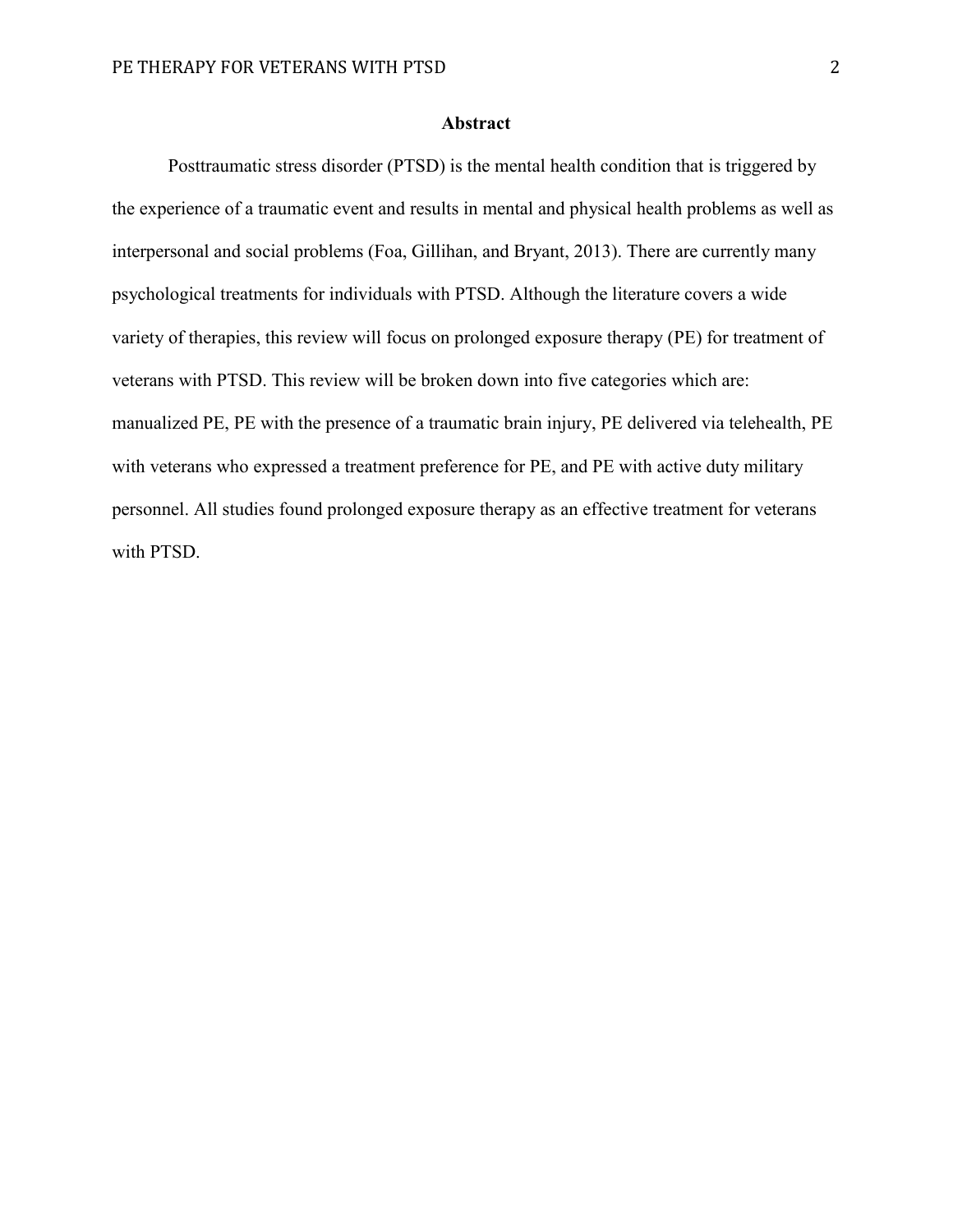## Abstract

Posttraumatic stress disorder (PTSD) is the mental health condition that is triggered by the experience of a traumatic event and results in mental and physical health problems as well as interpersonal and social problems (Foa, Gillihan, and Bryant, 2013). There are currently many psychological treatments for individuals with PTSD. Although the literature covers a wide variety of therapies, this review will focus on prolonged exposure therapy (PE) for treatment of veterans with PTSD. This review will be broken down into five categories which are: manualized PE, PE with the presence of a traumatic brain injury, PE delivered via telehealth, PE with veterans who expressed a treatment preference for PE, and PE with active duty military personnel. All studies found prolonged exposure therapy as an effective treatment for veterans with PTSD.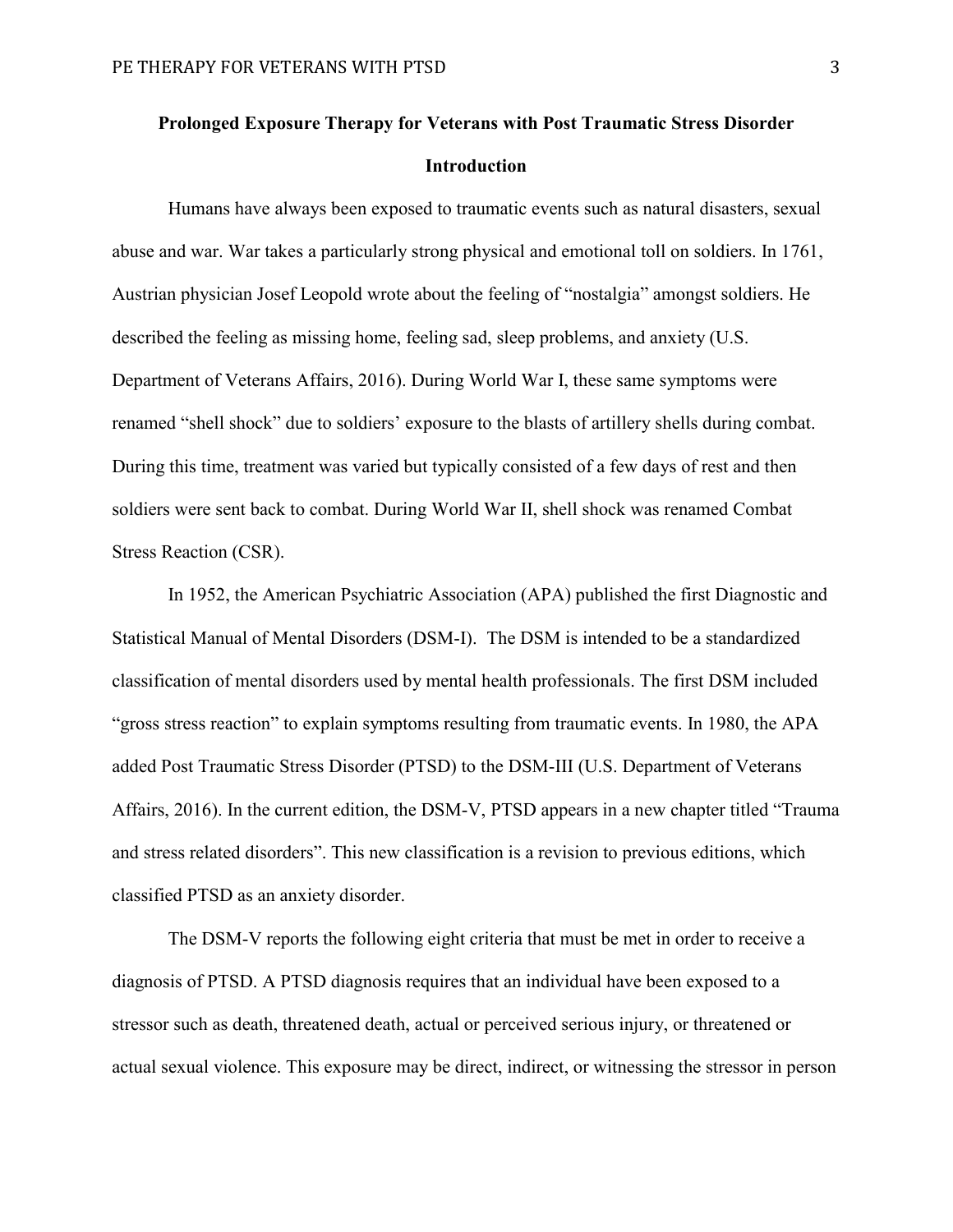# Prolonged Exposure Therapy for Veterans with Post Traumatic Stress Disorder

## Introduction

Humans have always been exposed to traumatic events such as natural disasters, sexual abuse and war. War takes a particularly strong physical and emotional toll on soldiers. In 1761, Austrian physician Josef Leopold wrote about the feeling of "nostalgia" amongst soldiers. He described the feeling as missing home, feeling sad, sleep problems, and anxiety (U.S. Department of Veterans Affairs, 2016). During World War I, these same symptoms were renamed "shell shock" due to soldiers' exposure to the blasts of artillery shells during combat. During this time, treatment was varied but typically consisted of a few days of rest and then soldiers were sent back to combat. During World War II, shell shock was renamed Combat Stress Reaction (CSR).

In 1952, the American Psychiatric Association (APA) published the first Diagnostic and Statistical Manual of Mental Disorders (DSM-I). The DSM is intended to be a standardized classification of mental disorders used by mental health professionals. The first DSM included "gross stress reaction" to explain symptoms resulting from traumatic events. In 1980, the APA added Post Traumatic Stress Disorder (PTSD) to the DSM-III (U.S. Department of Veterans Affairs, 2016). In the current edition, the DSM-V, PTSD appears in a new chapter titled "Trauma and stress related disorders". This new classification is a revision to previous editions, which classified PTSD as an anxiety disorder.

The DSM-V reports the following eight criteria that must be met in order to receive a diagnosis of PTSD. A PTSD diagnosis requires that an individual have been exposed to a stressor such as death, threatened death, actual or perceived serious injury, or threatened or actual sexual violence. This exposure may be direct, indirect, or witnessing the stressor in person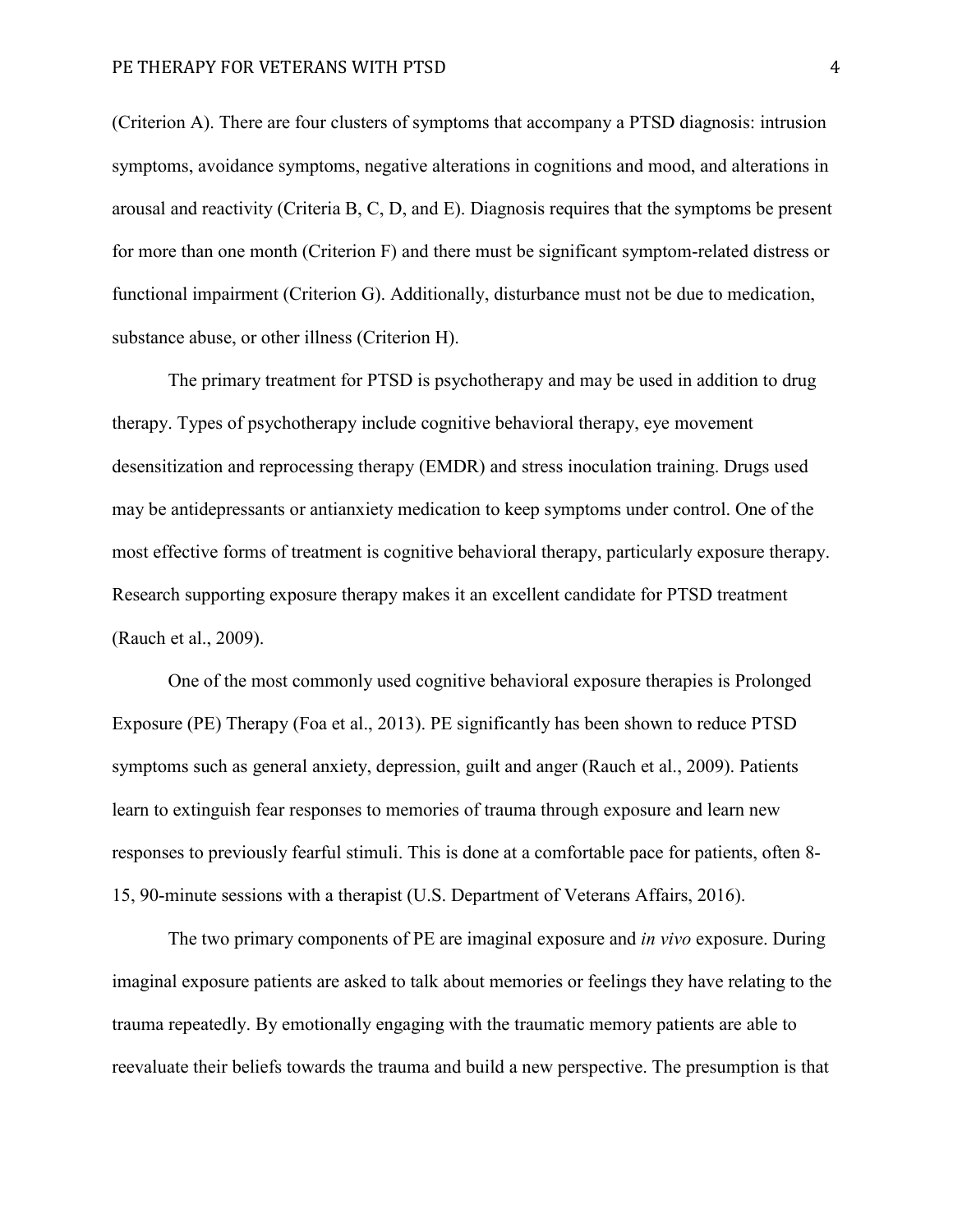(Criterion A). There are four clusters of symptoms that accompany a PTSD diagnosis: intrusion symptoms, avoidance symptoms, negative alterations in cognitions and mood, and alterations in arousal and reactivity (Criteria B, C, D, and E). Diagnosis requires that the symptoms be present for more than one month (Criterion F) and there must be significant symptom-related distress or functional impairment (Criterion G). Additionally, disturbance must not be due to medication, substance abuse, or other illness (Criterion H).

The primary treatment for PTSD is psychotherapy and may be used in addition to drug therapy. Types of psychotherapy include cognitive behavioral therapy, eye movement desensitization and reprocessing therapy (EMDR) and stress inoculation training. Drugs used may be antidepressants or antianxiety medication to keep symptoms under control. One of the most effective forms of treatment is cognitive behavioral therapy, particularly exposure therapy. Research supporting exposure therapy makes it an excellent candidate for PTSD treatment (Rauch et al., 2009).

One of the most commonly used cognitive behavioral exposure therapies is Prolonged Exposure (PE) Therapy (Foa et al., 2013). PE significantly has been shown to reduce PTSD symptoms such as general anxiety, depression, guilt and anger (Rauch et al., 2009). Patients learn to extinguish fear responses to memories of trauma through exposure and learn new responses to previously fearful stimuli. This is done at a comfortable pace for patients, often 8-15, 90-minute sessions with a therapist (U.S. Department of Veterans Affairs, 2016).

The two primary components of PE are imaginal exposure and *in vivo* exposure. During imaginal exposure patients are asked to talk about memories or feelings they have relating to the trauma repeatedly. By emotionally engaging with the traumatic memory patients are able to reevaluate their beliefs towards the trauma and build a new perspective. The presumption is that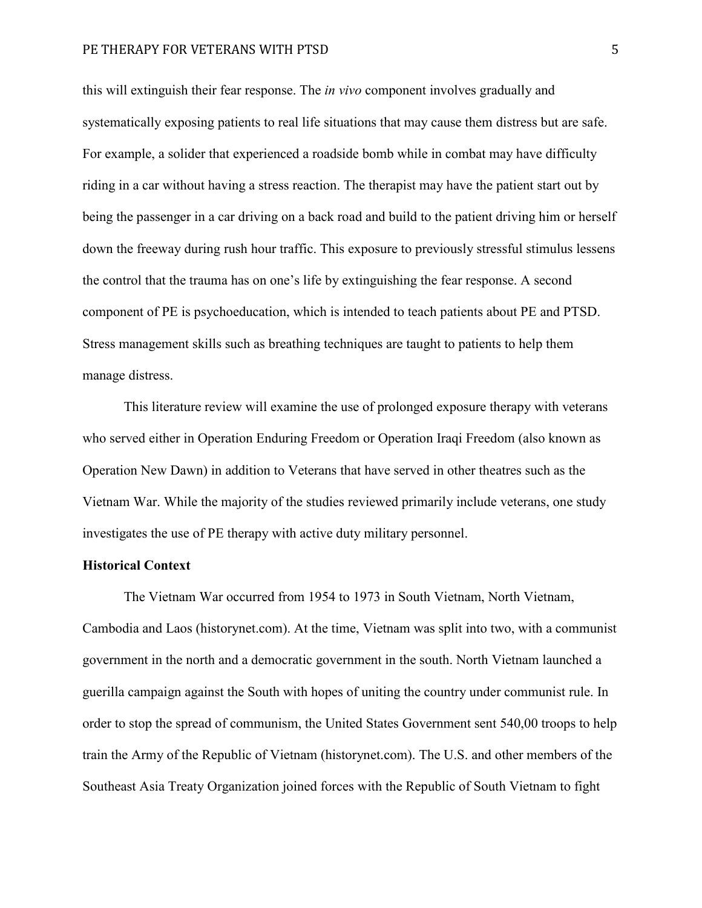this will extinguish their fear response. The *in vivo* component involves gradually and systematically exposing patients to real life situations that may cause them distress but are safe. For example, a solider that experienced a roadside bomb while in combat may have difficulty riding in a car without having a stress reaction. The therapist may have the patient start out by being the passenger in a car driving on a back road and build to the patient driving him or herself down the freeway during rush hour traffic. This exposure to previously stressful stimulus lessens the control that the trauma has on one's life by extinguishing the fear response. A second component of PE is psychoeducation, which is intended to teach patients about PE and PTSD. Stress management skills such as breathing techniques are taught to patients to help them manage distress.

This literature review will examine the use of prolonged exposure therapy with veterans who served either in Operation Enduring Freedom or Operation Iraqi Freedom (also known as Operation New Dawn) in addition to Veterans that have served in other theatres such as the Vietnam War. While the majority of the studies reviewed primarily include veterans, one study investigates the use of PE therapy with active duty military personnel.

**Historical Context**

The Vietnam War occurred from 1954 to 1973 in South Vietnam, North Vietnam, Cambodia and Laos (historynet.com). At the time, Vietnam was split into two, with a communist government in the north and a democratic government in the south. North Vietnam launched a guerilla campaign against the South with hopes of uniting the country under communist rule. In order to stop the spread of communism, the United States Government sent 540,00 troops to help train the Army of the Republic of Vietnam (historynet.com). The U.S. and other members of the Southeast Asia Treaty Organization joined forces with the Republic of South Vietnam to fight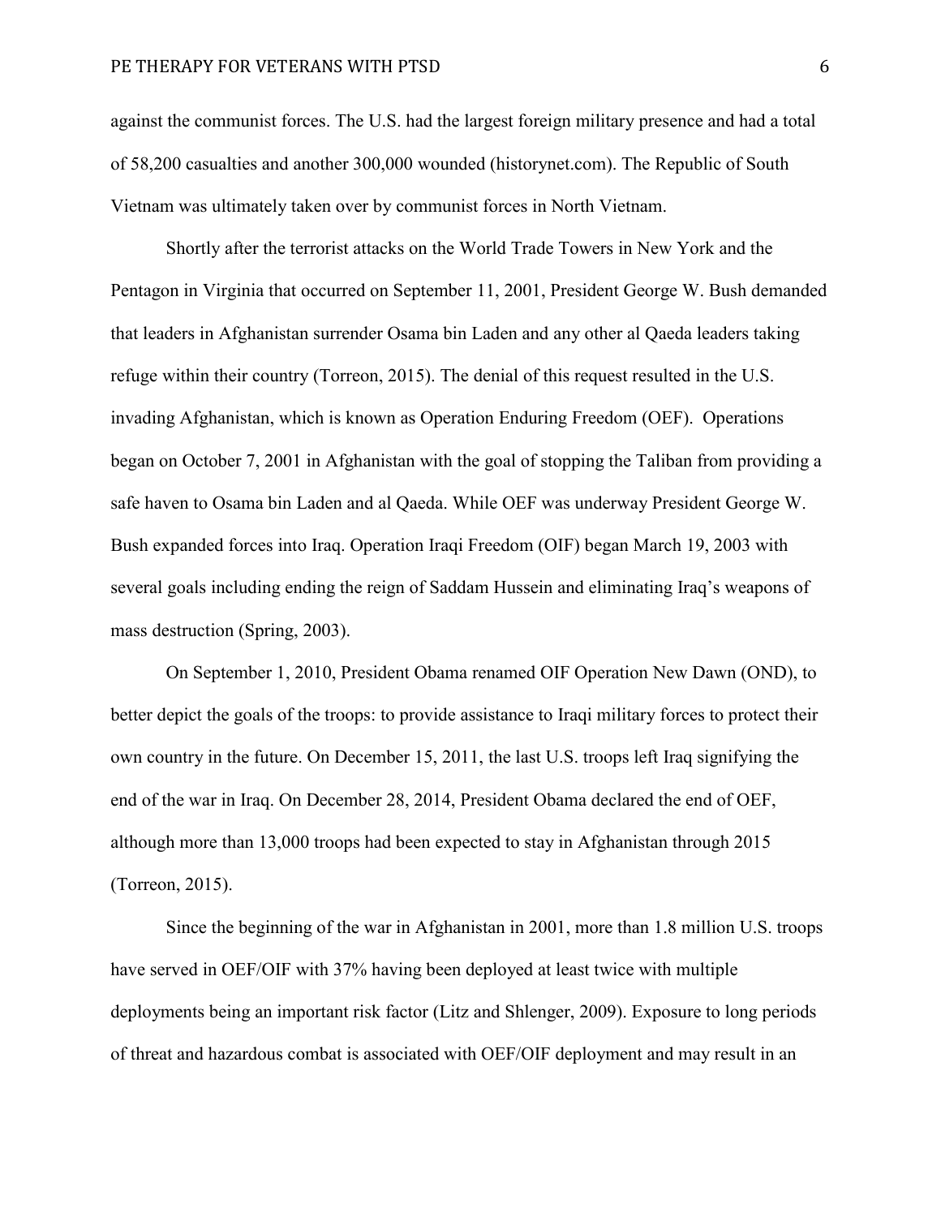against the communist forces. The U.S. had the largest foreign military presence and had a total of 58,200 casualties and another 300,000 wounded (historynet.com). The Republic of South Vietnam was ultimately taken over by communist forces in North Vietnam.

Shortly after the terrorist attacks on the World Trade Towers in New York and the Pentagon in Virginia that occurred on September 11, 2001, President George W. Bush demanded that leaders in Afghanistan surrender Osama bin Laden and any other al Qaeda leaders taking refuge within their country (Torreon, 2015). The denial of this request resulted in the U.S. invading Afghanistan, which is known as Operation Enduring Freedom (OEF). Operations began on October 7, 2001 in Afghanistan with the goal of stopping the Taliban from providing a safe haven to Osama bin Laden and al Qaeda. While OEF was underway President George W. Bush expanded forces into Iraq. Operation Iraqi Freedom (OIF) began March 19, 2003 with several goals including ending the reign of Saddam Hussein and eliminating Iraq's weapons of mass destruction (Spring, 2003).

On September 1, 2010, President Obama renamed OIF Operation New Dawn (OND), to better depict the goals of the troops: to provide assistance to Iraqi military forces to protect their own country in the future. On December 15, 2011, the last U.S. troops left Iraq signifying the end of the war in Iraq. On December 28, 2014, President Obama declared the end of OEF, although more than 13,000 troops had been expected to stay in Afghanistan through 2015 (Torreon, 2015).

Since the beginning of the war in Afghanistan in 2001, more than 1.8 million U.S. troops have served in OEF/OIF with 37% having been deployed at least twice with multiple deployments being an important risk factor (Litz and Shlenger, 2009). Exposure to long periods of threat and hazardous combat is associated with OEF/OIF deployment and may result in an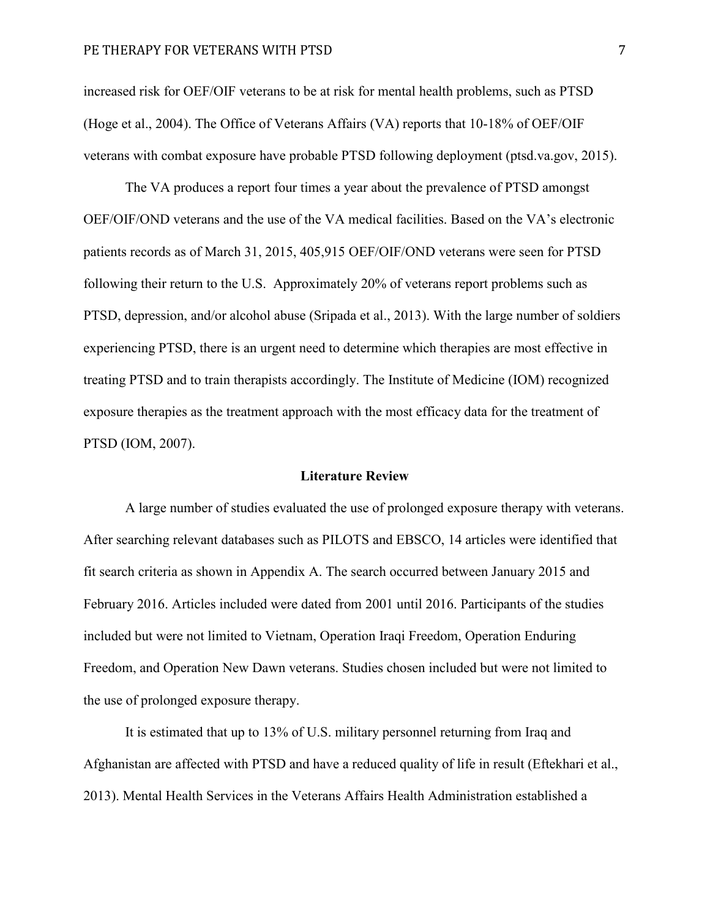increased risk for OEF/OIF veterans to be at risk for mental health problems, such as PTSD (Hoge et al., 2004). The Office of Veterans Affairs (VA) reports that 10-18% of OEF/OIF veterans with combat exposure have probable PTSD following deployment (ptsd.va.gov, 2015).

The VA produces a report four times a year about the prevalence of PTSD amongst OEF/OIF/OND veterans and the use of the VA medical facilities. Based on the VA's electronic patients records as of March 31, 2015, 405,915 OEF/OIF/OND veterans were seen for PTSD following their return to the U.S. Approximately 20% of veterans report problems such as PTSD, depression, and/or alcohol abuse (Sripada et al., 2013). With the large number of soldiers experiencing PTSD, there is an urgent need to determine which therapies are most effective in treating PTSD and to train therapists accordingly. The Institute of Medicine (IOM) recognized exposure therapies as the treatment approach with the most efficacy data for the treatment of PTSD (IOM, 2007).

## Literature Review

A large number of studies evaluated the use of prolonged exposure therapy with veterans. After searching relevant databases such as PILOTS and EBSCO, 14 articles were identified that fit search criteria as shown in Appendix A. The search occurred between January 2015 and February 2016. Articles included were dated from 2001 until 2016. Participants of the studies included but were not limited to Vietnam, Operation Iraqi Freedom, Operation Enduring Freedom, and Operation New Dawn veterans. Studies chosen included but were not limited to the use of prolonged exposure therapy.

It is estimated that up to 13% of U.S. military personnel returning from Iraq and Afghanistan are affected with PTSD and have a reduced quality of life in result (Eftekhari et al., 2013). Mental Health Services in the Veterans Affairs Health Administration established a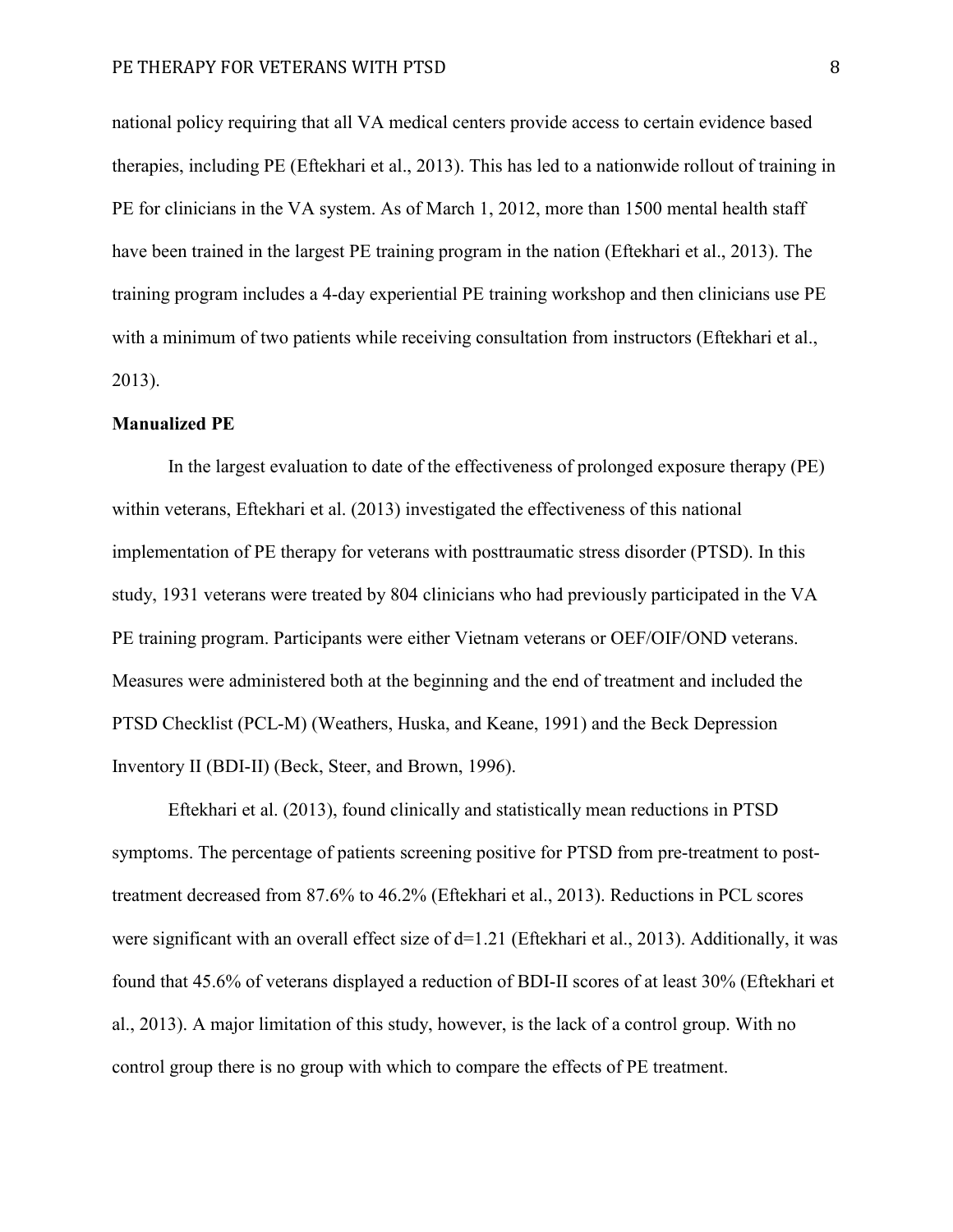national policy requiring that all VA medical centers provide access to certain evidence based therapies, including PE (Eftekhari et al., 2013). This has led to a nationwide rollout of training in PE for clinicians in the VA system. As of March 1, 2012, more than 1500 mental health staff have been trained in the largest PE training program in the nation (Eftekhari et al., 2013). The training program includes a 4-day experiential PE training workshop and then clinicians use PE with a minimum of two patients while receiving consultation from instructors (Eftekhari et al., 2013).

**Manualized PE**

In the largest evaluation to date of the effectiveness of prolonged exposure therapy (PE) within veterans, Eftekhari et al. (2013) investigated the effectiveness of this national implementation of PE therapy for veterans with posttraumatic stress disorder (PTSD). In this study, 1931 veterans were treated by 804 clinicians who had previously participated in the VA PE training program. Participants were either Vietnam veterans or OEF/OIF/OND veterans. Measures were administered both at the beginning and the end of treatment and included the PTSD Checklist (PCL-M) (Weathers, Huska, and Keane, 1991) and the Beck Depression Inventory II (BDI-II) (Beck, Steer, and Brown, 1996).

Eftekhari et al. (2013), found clinically and statistically mean reductions in PTSD symptoms. The percentage of patients screening positive for PTSD from pre-treatment to post-treatment decreased from 87.6% to 46.2% (Eftekhari et al., 2013). Reductions in PCL scores were significant with an overall effect size of $d=1.21$ (Eftekhari et al., 2013). Additionally, it was found that 45.6% of veterans displayed a reduction of BDI-II scores of at least 30% (Eftekhari et al., 2013). A major limitation of this study, however, is the lack of a control group. With no control group there is no group with which to compare the effects of PE treatment.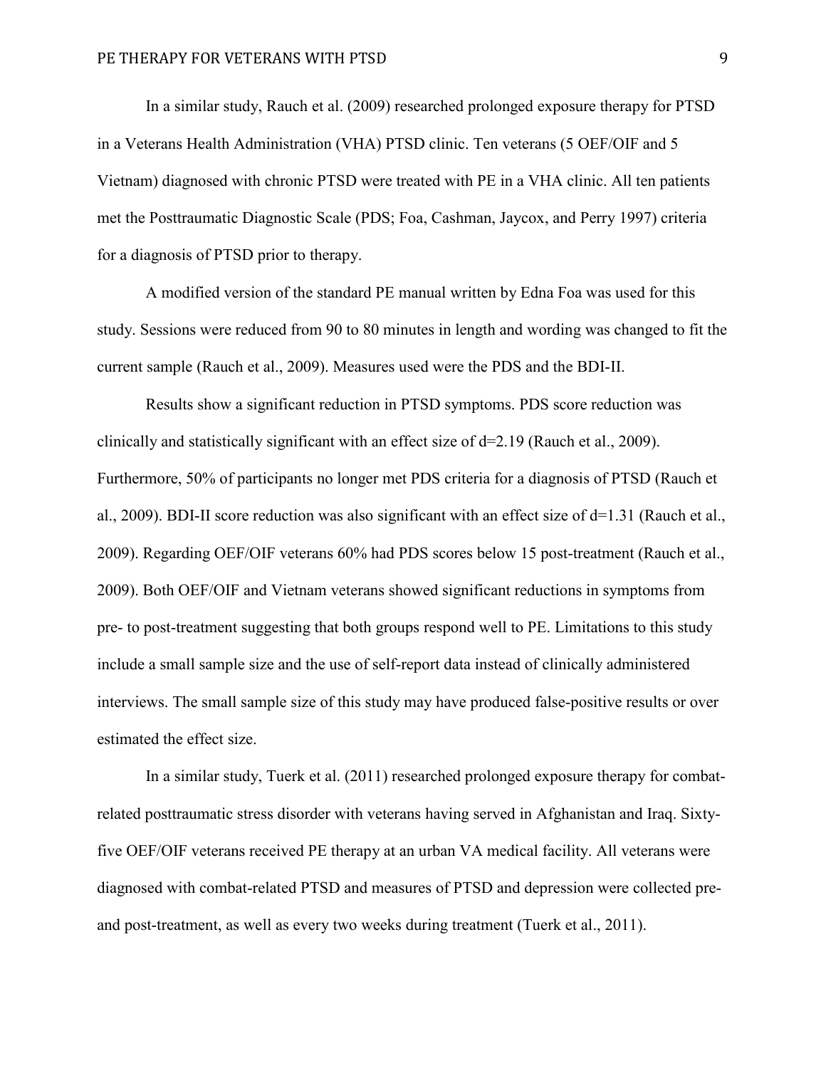In a similar study, Rauch et al. (2009) researched prolonged exposure therapy for PTSD in a Veterans Health Administration (VHA) PTSD clinic. Ten veterans (5 OEF/OIF and 5 Vietnam) diagnosed with chronic PTSD were treated with PE in a VHA clinic. All ten patients met the Posttraumatic Diagnostic Scale (PDS; Foa, Cashman, Jaycox, and Perry 1997) criteria for a diagnosis of PTSD prior to therapy.

A modified version of the standard PE manual written by Edna Foa was used for this study. Sessions were reduced from 90 to 80 minutes in length and wording was changed to fit the current sample (Rauch et al., 2009). Measures used were the PDS and the BDI-II.

Results show a significant reduction in PTSD symptoms. PDS score reduction was clinically and statistically significant with an effect size of $d=2.19$ (Rauch et al., 2009). Furthermore, 50% of participants no longer met PDS criteria for a diagnosis of PTSD (Rauch et al., 2009). BDI-II score reduction was also significant with an effect size of $d=1.31$ (Rauch et al., 2009). Regarding OEF/OIF veterans 60% had PDS scores below 15 post-treatment (Rauch et al., 2009). Both OEF/OIF and Vietnam veterans showed significant reductions in symptoms from pre- to post-treatment suggesting that both groups respond well to PE. Limitations to this study include a small sample size and the use of self-report data instead of clinically administered interviews. The small sample size of this study may have produced false-positive results or over estimated the effect size.

In a similar study, Tuerk et al. (2011) researched prolonged exposure therapy for combat-related posttraumatic stress disorder with veterans having served in Afghanistan and Iraq. Sixty-five OEF/OIF veterans received PE therapy at an urban VA medical facility. All veterans were diagnosed with combat-related PTSD and measures of PTSD and depression were collected pre- and post-treatment, as well as every two weeks during treatment (Tuerk et al., 2011).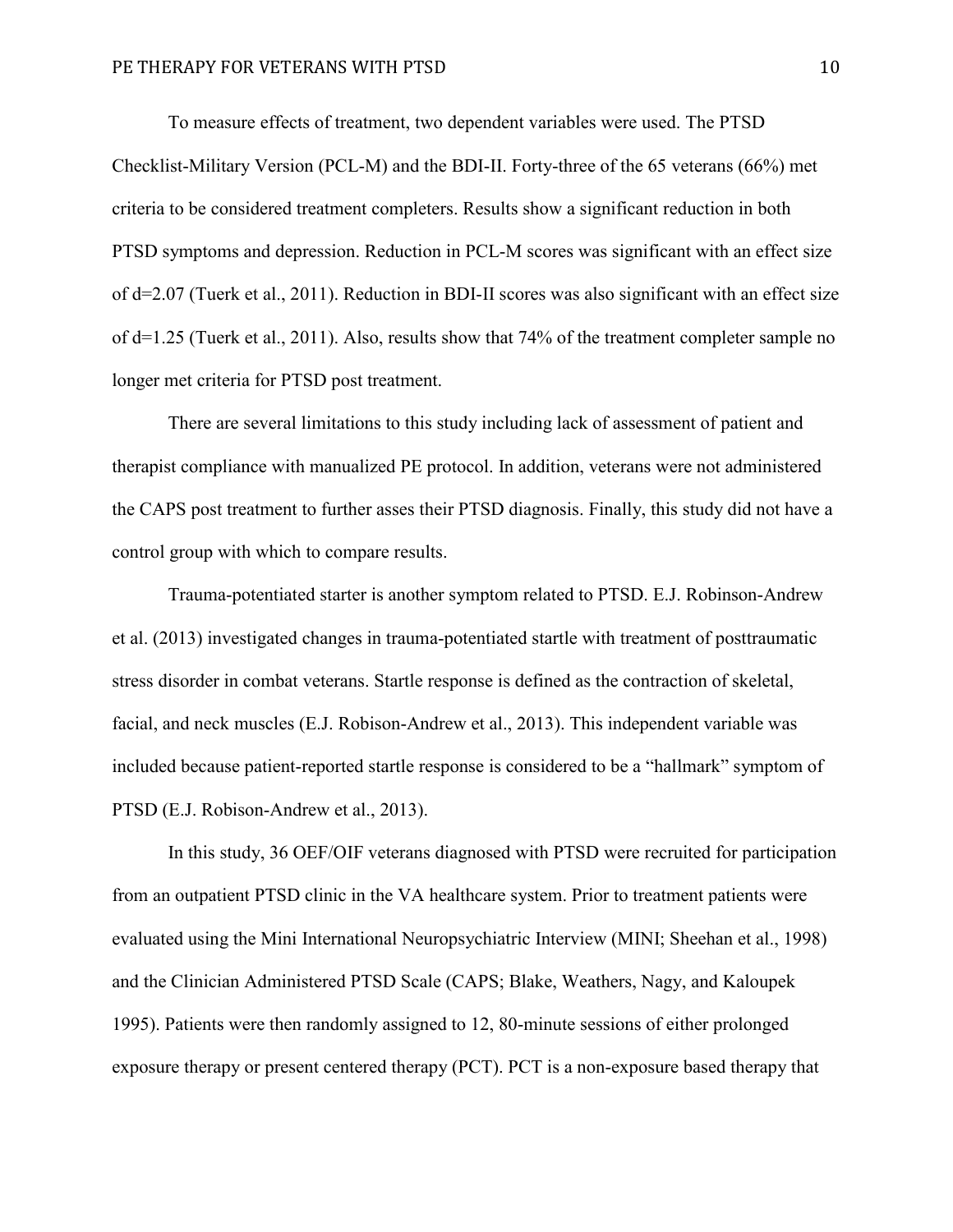To measure effects of treatment, two dependent variables were used. The PTSD Checklist-Military Version (PCL-M) and the BDI-II. Forty-three of the 65 veterans (66%) met criteria to be considered treatment completers. Results show a significant reduction in both PTSD symptoms and depression. Reduction in PCL-M scores was significant with an effect size of d=2.07 (Tuerk et al., 2011). Reduction in BDI-II scores was also significant with an effect size of d=1.25 (Tuerk et al., 2011). Also, results show that 74% of the treatment completer sample no longer met criteria for PTSD post treatment.

There are several limitations to this study including lack of assessment of patient and therapist compliance with manualized PE protocol. In addition, veterans were not administered the CAPS post treatment to further asses their PTSD diagnosis. Finally, this study did not have a control group with which to compare results.

Trauma-potentiated starter is another symptom related to PTSD. E.J. Robinson-Andrew et al. (2013) investigated changes in trauma-potentiated startle with treatment of posttraumatic stress disorder in combat veterans. Startle response is defined as the contraction of skeletal, facial, and neck muscles (E.J. Robison-Andrew et al., 2013). This independent variable was included because patient-reported startle response is considered to be a "hallmark" symptom of PTSD (E.J. Robison-Andrew et al., 2013).

In this study, 36 OEF/OIF veterans diagnosed with PTSD were recruited for participation from an outpatient PTSD clinic in the VA healthcare system. Prior to treatment patients were evaluated using the Mini International Neuropsychiatric Interview (MINI; Sheehan et al., 1998) and the Clinician Administered PTSD Scale (CAPS; Blake, Weathers, Nagy, and Kaloupek 1995). Patients were then randomly assigned to 12, 80-minute sessions of either prolonged exposure therapy or present centered therapy (PCT). PCT is a non-exposure based therapy that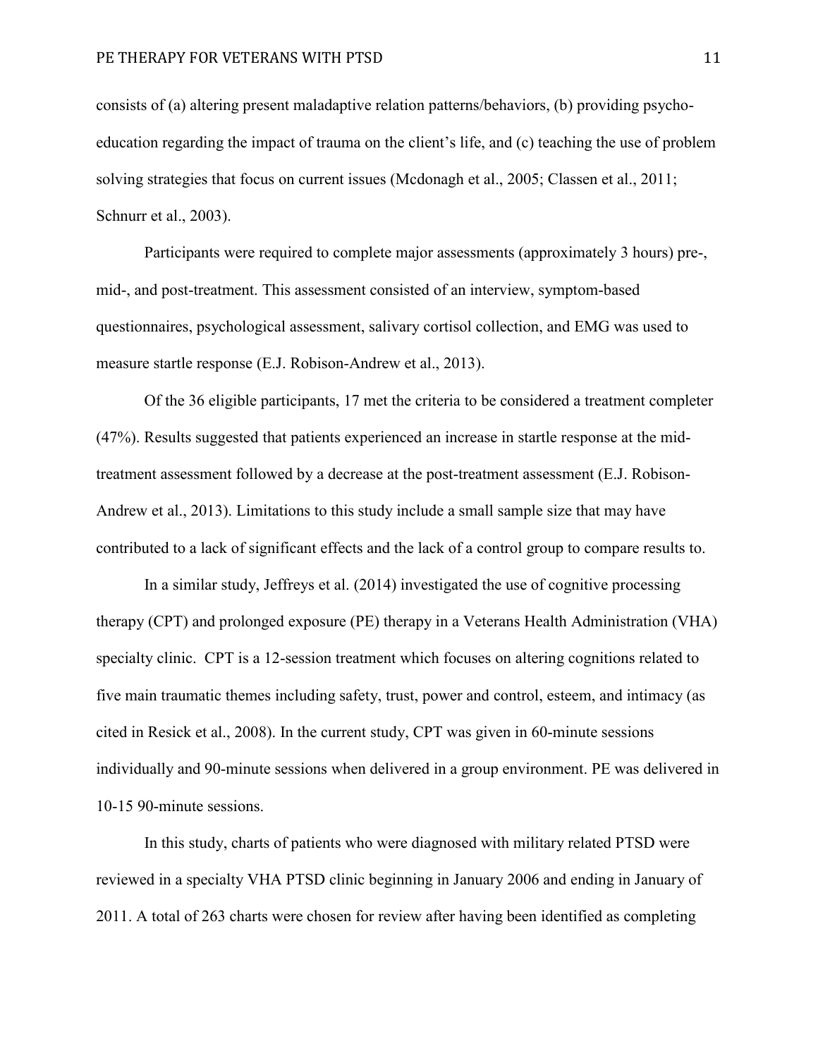consists of (a) altering present maladaptive relation patterns/behaviors, (b) providing psycho-education regarding the impact of trauma on the client's life, and (c) teaching the use of problem solving strategies that focus on current issues (Mcdonagh et al., 2005; Classen et al., 2011; Schnurr et al., 2003).

Participants were required to complete major assessments (approximately 3 hours) pre-, mid-, and post-treatment. This assessment consisted of an interview, symptom-based questionnaires, psychological assessment, salivary cortisol collection, and EMG was used to measure startle response (E.J. Robison-Andrew et al., 2013).

Of the 36 eligible participants, 17 met the criteria to be considered a treatment completer (47%). Results suggested that patients experienced an increase in startle response at the mid-treatment assessment followed by a decrease at the post-treatment assessment (E.J. Robison-Andrew et al., 2013). Limitations to this study include a small sample size that may have contributed to a lack of significant effects and the lack of a control group to compare results to.

In a similar study, Jeffreys et al. (2014) investigated the use of cognitive processing therapy (CPT) and prolonged exposure (PE) therapy in a Veterans Health Administration (VHA) specialty clinic. CPT is a 12-session treatment which focuses on altering cognitions related to five main traumatic themes including safety, trust, power and control, esteem, and intimacy (as cited in Resick et al., 2008). In the current study, CPT was given in 60-minute sessions individually and 90-minute sessions when delivered in a group environment. PE was delivered in 10-15 90-minute sessions.

In this study, charts of patients who were diagnosed with military related PTSD were reviewed in a specialty VHA PTSD clinic beginning in January 2006 and ending in January of 2011. A total of 263 charts were chosen for review after having been identified as completing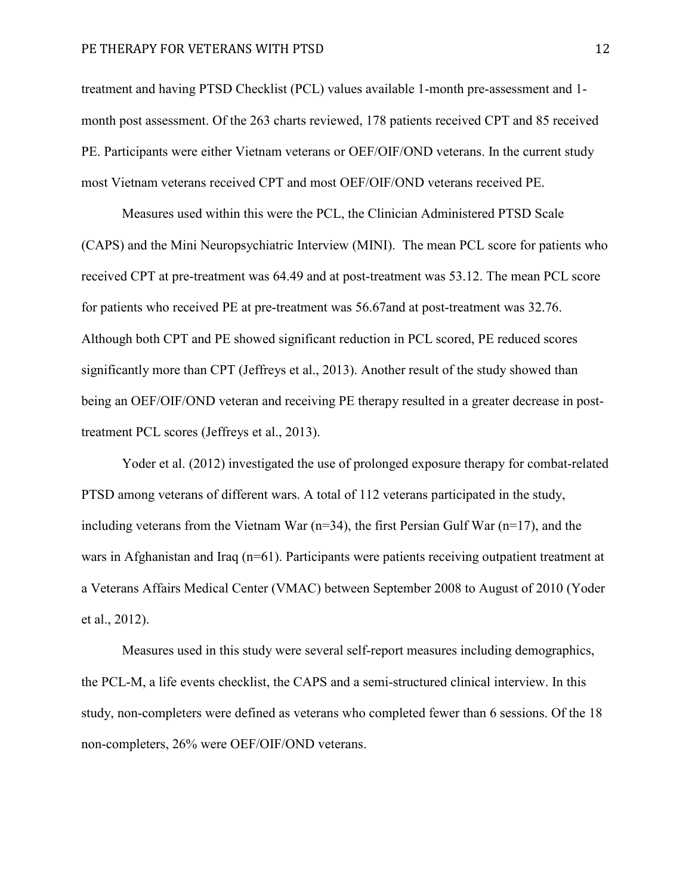treatment and having PTSD Checklist (PCL) values available 1-month pre-assessment and 1-month post assessment. Of the 263 charts reviewed, 178 patients received CPT and 85 received PE. Participants were either Vietnam veterans or OEF/OIF/OND veterans. In the current study most Vietnam veterans received CPT and most OEF/OIF/OND veterans received PE.

Measures used within this were the PCL, the Clinician Administered PTSD Scale (CAPS) and the Mini Neuropsychiatric Interview (MINI). The mean PCL score for patients who received CPT at pre-treatment was 64.49 and at post-treatment was 53.12. The mean PCL score for patients who received PE at pre-treatment was 56.67and at post-treatment was 32.76. Although both CPT and PE showed significant reduction in PCL scored, PE reduced scores significantly more than CPT (Jeffreys et al., 2013). Another result of the study showed than being an OEF/OIF/OND veteran and receiving PE therapy resulted in a greater decrease in post-treatment PCL scores (Jeffreys et al., 2013).

Yoder et al. (2012) investigated the use of prolonged exposure therapy for combat-related PTSD among veterans of different wars. A total of 112 veterans participated in the study, including veterans from the Vietnam War (n=34), the first Persian Gulf War (n=17), and the wars in Afghanistan and Iraq (n=61). Participants were patients receiving outpatient treatment at a Veterans Affairs Medical Center (VMAC) between September 2008 to August of 2010 (Yoder et al., 2012).

Measures used in this study were several self-report measures including demographics, the PCL-M, a life events checklist, the CAPS and a semi-structured clinical interview. In this study, non-completers were defined as veterans who completed fewer than 6 sessions. Of the 18 non-completers, 26% were OEF/OIF/OND veterans.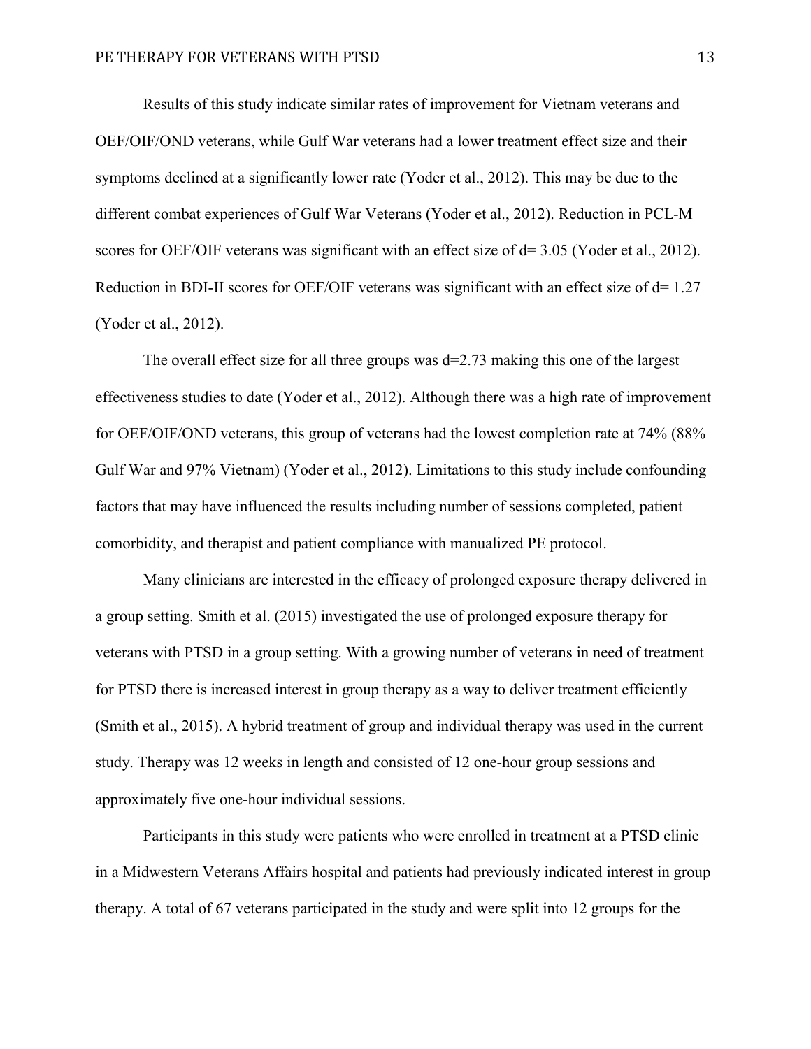Results of this study indicate similar rates of improvement for Vietnam veterans and OEF/OIF/OND veterans, while Gulf War veterans had a lower treatment effect size and their symptoms declined at a significantly lower rate (Yoder et al., 2012). This may be due to the different combat experiences of Gulf War Veterans (Yoder et al., 2012). Reduction in PCL-M scores for OEF/OIF veterans was significant with an effect size of $d = 3.05$ (Yoder et al., 2012). Reduction in BDI-II scores for OEF/OIF veterans was significant with an effect size of $d = 1.27$ (Yoder et al., 2012).

The overall effect size for all three groups was $d = 2.73$ making this one of the largest effectiveness studies to date (Yoder et al., 2012). Although there was a high rate of improvement for OEF/OIF/OND veterans, this group of veterans had the lowest completion rate at 74% (88% Gulf War and 97% Vietnam) (Yoder et al., 2012). Limitations to this study include confounding factors that may have influenced the results including number of sessions completed, patient comorbidity, and therapist and patient compliance with manualized PE protocol.

Many clinicians are interested in the efficacy of prolonged exposure therapy delivered in a group setting. Smith et al. (2015) investigated the use of prolonged exposure therapy for veterans with PTSD in a group setting. With a growing number of veterans in need of treatment for PTSD there is increased interest in group therapy as a way to deliver treatment efficiently (Smith et al., 2015). A hybrid treatment of group and individual therapy was used in the current study. Therapy was 12 weeks in length and consisted of 12 one-hour group sessions and approximately five one-hour individual sessions.

Participants in this study were patients who were enrolled in treatment at a PTSD clinic in a Midwestern Veterans Affairs hospital and patients had previously indicated interest in group therapy. A total of 67 veterans participated in the study and were split into 12 groups for the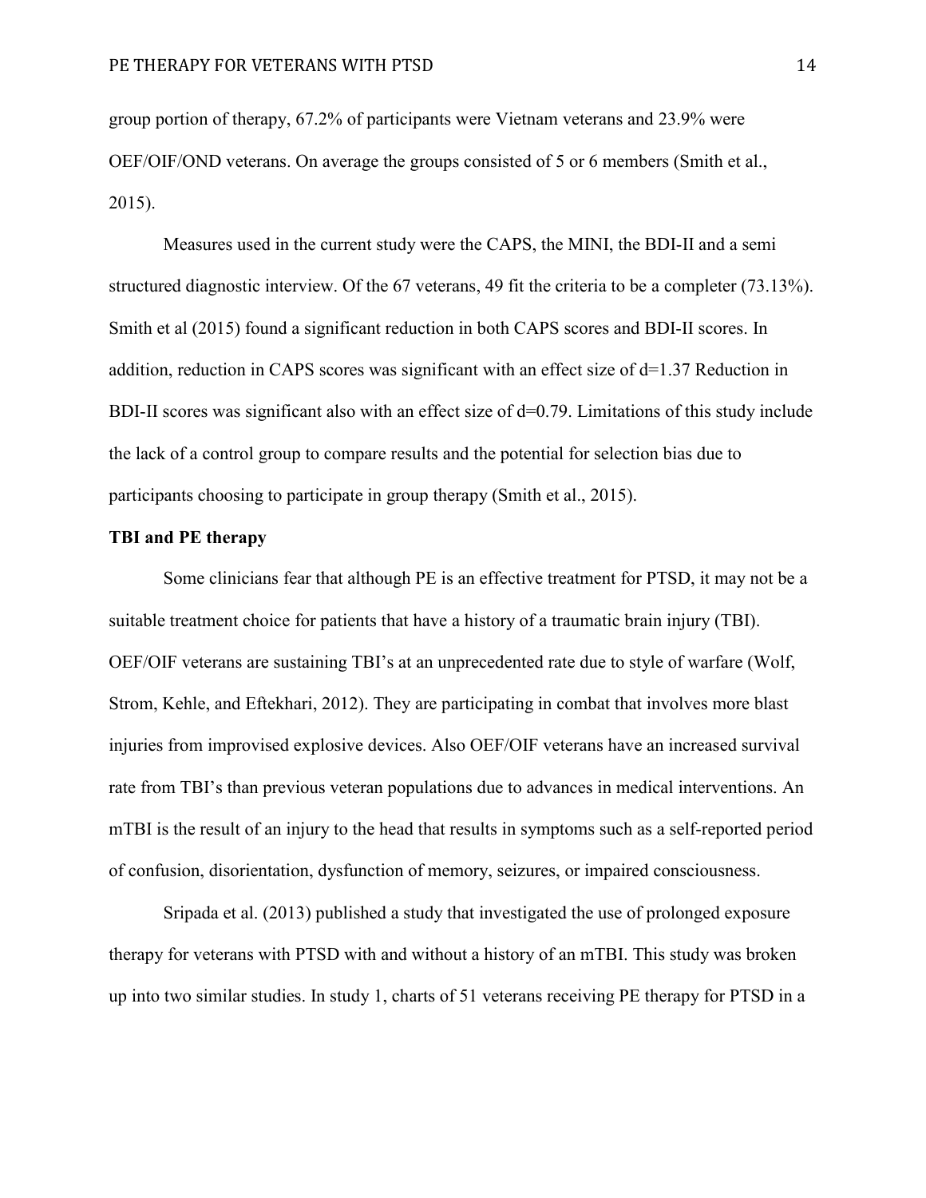group portion of therapy, 67.2% of participants were Vietnam veterans and 23.9% were OEF/OIF/OND veterans. On average the groups consisted of 5 or 6 members (Smith et al., 2015).

Measures used in the current study were the CAPS, the MINI, the BDI-II and a semi structured diagnostic interview. Of the 67 veterans, 49 fit the criteria to be a completer (73.13%). Smith et al (2015) found a significant reduction in both CAPS scores and BDI-II scores. In addition, reduction in CAPS scores was significant with an effect size of d=1.37 Reduction in BDI-II scores was significant also with an effect size of d=0.79. Limitations of this study include the lack of a control group to compare results and the potential for selection bias due to participants choosing to participate in group therapy (Smith et al., 2015).

**TBI and PE therapy**

Some clinicians fear that although PE is an effective treatment for PTSD, it may not be a suitable treatment choice for patients that have a history of a traumatic brain injury (TBI). OEF/OIF veterans are sustaining TBI's at an unprecedented rate due to style of warfare (Wolf, Strom, Kehle, and Eftekhari, 2012). They are participating in combat that involves more blast injuries from improvised explosive devices. Also OEF/OIF veterans have an increased survival rate from TBI's than previous veteran populations due to advances in medical interventions. An mTBI is the result of an injury to the head that results in symptoms such as a self-reported period of confusion, disorientation, dysfunction of memory, seizures, or impaired consciousness.

Sripada et al. (2013) published a study that investigated the use of prolonged exposure therapy for veterans with PTSD with and without a history of an mTBI. This study was broken up into two similar studies. In study 1, charts of 51 veterans receiving PE therapy for PTSD in a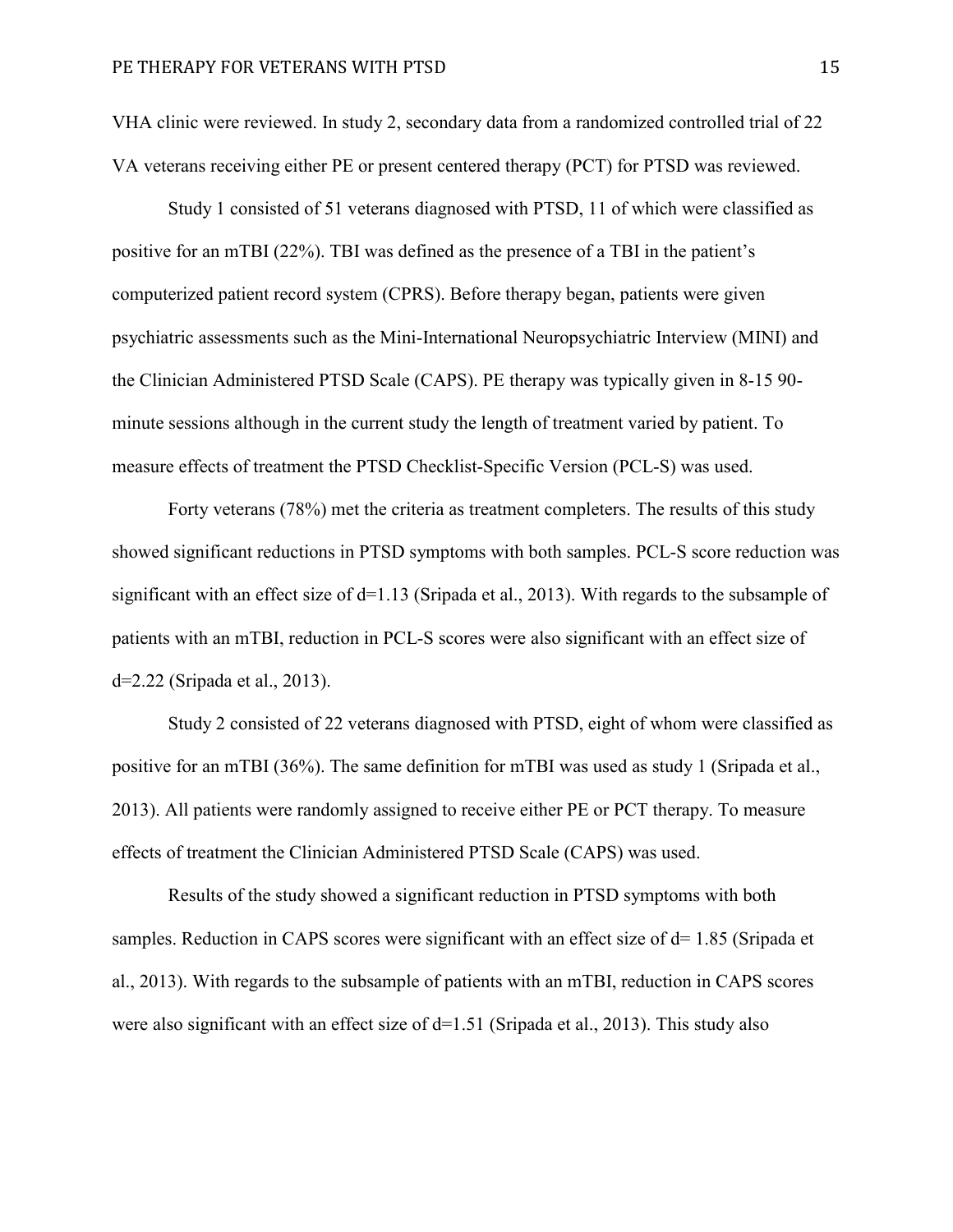VHA clinic were reviewed. In study 2, secondary data from a randomized controlled trial of 22 VA veterans receiving either PE or present centered therapy (PCT) for PTSD was reviewed.

Study 1 consisted of 51 veterans diagnosed with PTSD, 11 of which were classified as positive for an mTBI (22%). TBI was defined as the presence of a TBI in the patient's computerized patient record system (CPRS). Before therapy began, patients were given psychiatric assessments such as the Mini-International Neuropsychiatric Interview (MINI) and the Clinician Administered PTSD Scale (CAPS). PE therapy was typically given in 8-15 90-minute sessions although in the current study the length of treatment varied by patient. To measure effects of treatment the PTSD Checklist-Specific Version (PCL-S) was used.

Forty veterans (78%) met the criteria as treatment completers. The results of this study showed significant reductions in PTSD symptoms with both samples. PCL-S score reduction was significant with an effect size of d=1.13 (Sripada et al., 2013). With regards to the subsample of patients with an mTBI, reduction in PCL-S scores were also significant with an effect size of d=2.22 (Sripada et al., 2013).

Study 2 consisted of 22 veterans diagnosed with PTSD, eight of whom were classified as positive for an mTBI (36%). The same definition for mTBI was used as study 1 (Sripada et al., 2013). All patients were randomly assigned to receive either PE or PCT therapy. To measure effects of treatment the Clinician Administered PTSD Scale (CAPS) was used.

Results of the study showed a significant reduction in PTSD symptoms with both samples. Reduction in CAPS scores were significant with an effect size of d= 1.85 (Sripada et al., 2013). With regards to the subsample of patients with an mTBI, reduction in CAPS scores were also significant with an effect size of d=1.51 (Sripada et al., 2013). This study also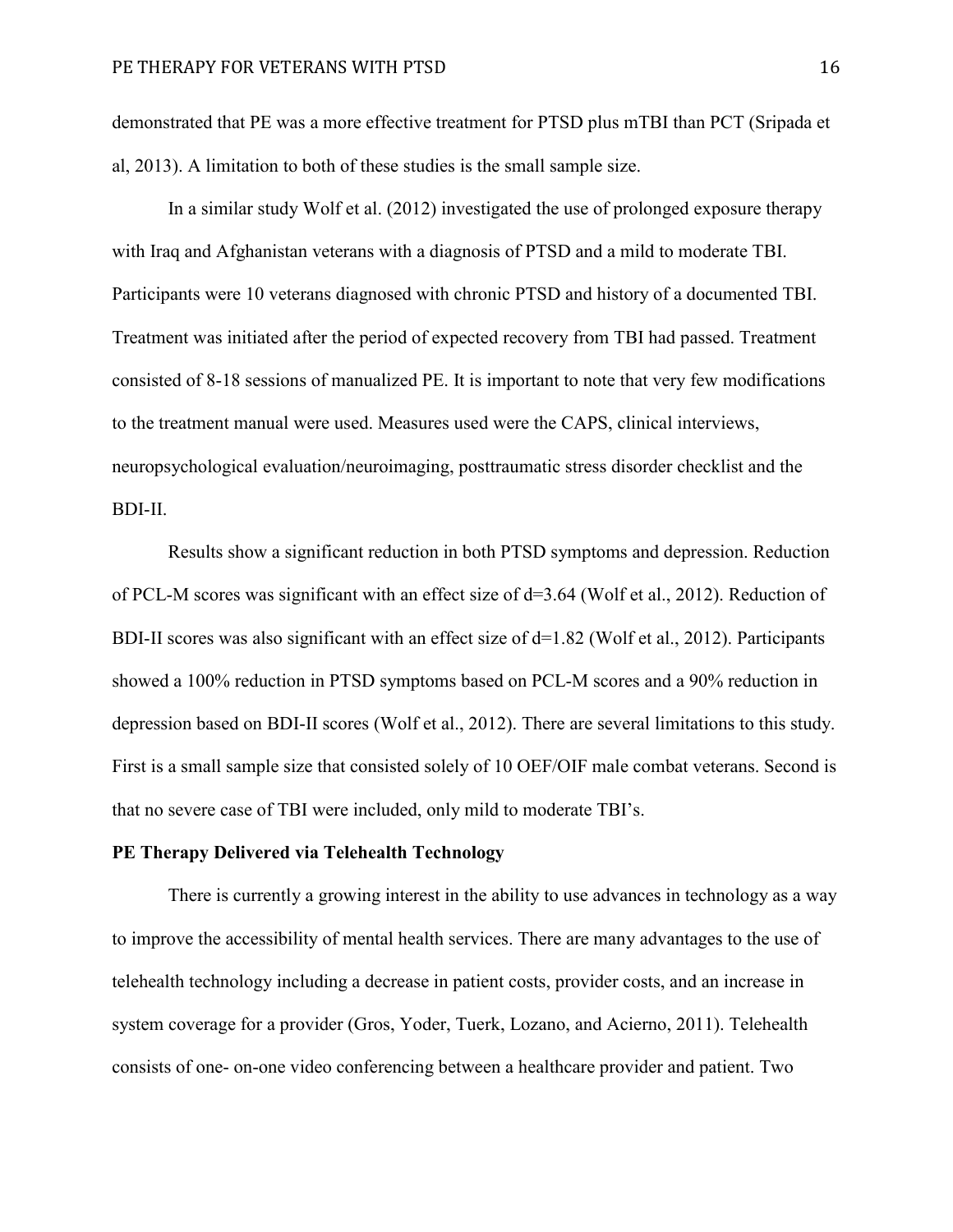demonstrated that PE was a more effective treatment for PTSD plus mTBI than PCT (Sripada et al, 2013). A limitation to both of these studies is the small sample size.

In a similar study Wolf et al. (2012) investigated the use of prolonged exposure therapy with Iraq and Afghanistan veterans with a diagnosis of PTSD and a mild to moderate TBI. Participants were 10 veterans diagnosed with chronic PTSD and history of a documented TBI. Treatment was initiated after the period of expected recovery from TBI had passed. Treatment consisted of 8-18 sessions of manualized PE. It is important to note that very few modifications to the treatment manual were used. Measures used were the CAPS, clinical interviews, neuropsychological evaluation/neuroimaging, posttraumatic stress disorder checklist and the BDI-II.

Results show a significant reduction in both PTSD symptoms and depression. Reduction of PCL-M scores was significant with an effect size of $d=3.64$ (Wolf et al., 2012). Reduction of BDI-II scores was also significant with an effect size of $d=1.82$ (Wolf et al., 2012). Participants showed a 100% reduction in PTSD symptoms based on PCL-M scores and a 90% reduction in depression based on BDI-II scores (Wolf et al., 2012). There are several limitations to this study. First is a small sample size that consisted solely of 10 OEF/OIF male combat veterans. Second is that no severe case of TBI were included, only mild to moderate TBI's.

**PE Therapy Delivered via Telehealth Technology**

There is currently a growing interest in the ability to use advances in technology as a way to improve the accessibility of mental health services. There are many advantages to the use of telehealth technology including a decrease in patient costs, provider costs, and an increase in system coverage for a provider (Gros, Yoder, Tuerk, Lozano, and Acierno, 2011). Telehealth consists of one- on-one video conferencing between a healthcare provider and patient. Two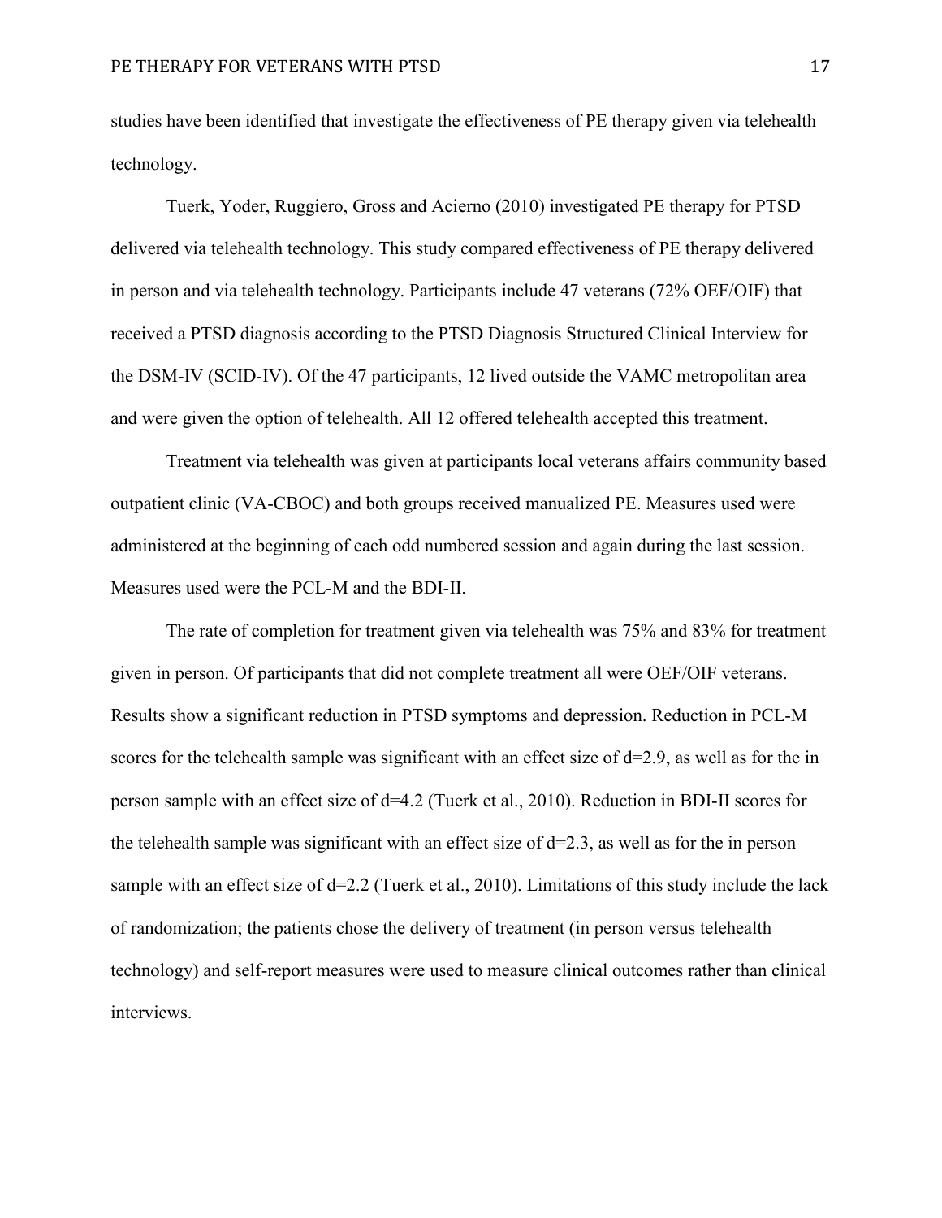studies have been identified that investigate the effectiveness of PE therapy given via telehealth technology.

Tuerk, Yoder, Ruggiero, Gross and Acierno (2010) investigated PE therapy for PTSD delivered via telehealth technology. This study compared effectiveness of PE therapy delivered in person and via telehealth technology. Participants include 47 veterans (72% OEF/OIF) that received a PTSD diagnosis according to the PTSD Diagnosis Structured Clinical Interview for the DSM-IV (SCID-IV). Of the 47 participants, 12 lived outside the VAMC metropolitan area and were given the option of telehealth. All 12 offered telehealth accepted this treatment.

Treatment via telehealth was given at participants local veterans affairs community based outpatient clinic (VA-CBOC) and both groups received manualized PE. Measures used were administered at the beginning of each odd numbered session and again during the last session. Measures used were the PCL-M and the BDI-II.

The rate of completion for treatment given via telehealth was 75% and 83% for treatment given in person. Of participants that did not complete treatment all were OEF/OIF veterans. Results show a significant reduction in PTSD symptoms and depression. Reduction in PCL-M scores for the telehealth sample was significant with an effect size of $d=2.9$, as well as for the in person sample with an effect size of $d=4.2$ (Tuerk et al., 2010). Reduction in BDI-II scores for the telehealth sample was significant with an effect size of $d=2.3$, as well as for the in person sample with an effect size of $d=2.2$ (Tuerk et al., 2010). Limitations of this study include the lack of randomization; the patients chose the delivery of treatment (in person versus telehealth technology) and self-report measures were used to measure clinical outcomes rather than clinical interviews.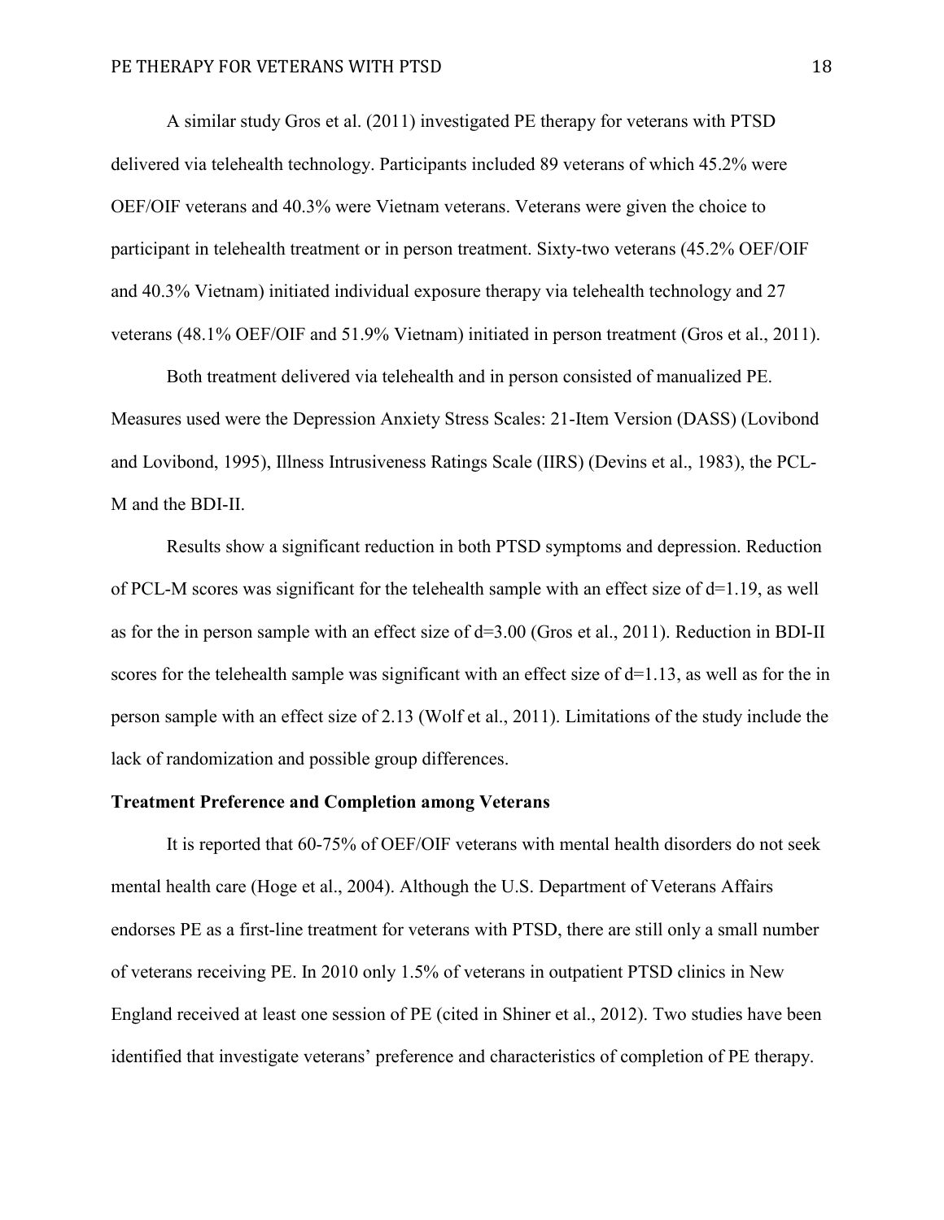A similar study Gros et al. (2011) investigated PE therapy for veterans with PTSD delivered via telehealth technology. Participants included 89 veterans of which 45.2% were OEF/OIF veterans and 40.3% were Vietnam veterans. Veterans were given the choice to participant in telehealth treatment or in person treatment. Sixty-two veterans (45.2% OEF/OIF and 40.3% Vietnam) initiated individual exposure therapy via telehealth technology and 27 veterans (48.1% OEF/OIF and 51.9% Vietnam) initiated in person treatment (Gros et al., 2011).

Both treatment delivered via telehealth and in person consisted of manualized PE. Measures used were the Depression Anxiety Stress Scales: 21-Item Version (DASS) (Lovibond and Lovibond, 1995), Illness Intrusiveness Ratings Scale (IIRS) (Devins et al., 1983), the PCL-M and the BDI-II.

Results show a significant reduction in both PTSD symptoms and depression. Reduction of PCL-M scores was significant for the telehealth sample with an effect size of d=1.19, as well as for the in person sample with an effect size of d=3.00 (Gros et al., 2011). Reduction in BDI-II scores for the telehealth sample was significant with an effect size of d=1.13, as well as for the in person sample with an effect size of 2.13 (Wolf et al., 2011). Limitations of the study include the lack of randomization and possible group differences.

**Treatment Preference and Completion among Veterans**

It is reported that 60-75% of OEF/OIF veterans with mental health disorders do not seek mental health care (Hoge et al., 2004). Although the U.S. Department of Veterans Affairs endorses PE as a first-line treatment for veterans with PTSD, there are still only a small number of veterans receiving PE. In 2010 only 1.5% of veterans in outpatient PTSD clinics in New England received at least one session of PE (cited in Shiner et al., 2012). Two studies have been identified that investigate veterans' preference and characteristics of completion of PE therapy.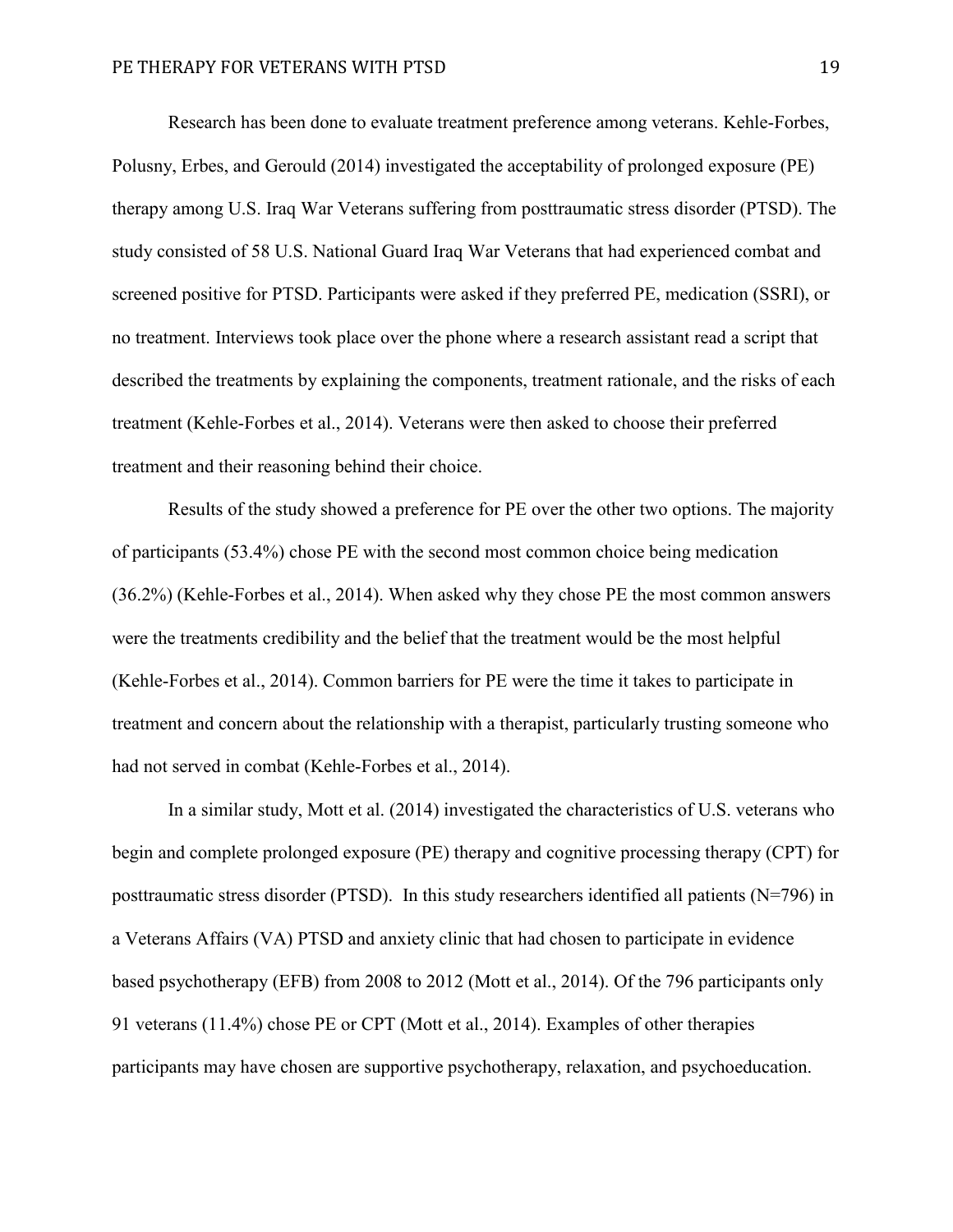Research has been done to evaluate treatment preference among veterans. Kehle-Forbes, Polusny, Erbes, and Gerould (2014) investigated the acceptability of prolonged exposure (PE) therapy among U.S. Iraq War Veterans suffering from posttraumatic stress disorder (PTSD). The study consisted of 58 U.S. National Guard Iraq War Veterans that had experienced combat and screened positive for PTSD. Participants were asked if they preferred PE, medication (SSRI), or no treatment. Interviews took place over the phone where a research assistant read a script that described the treatments by explaining the components, treatment rationale, and the risks of each treatment (Kehle-Forbes et al., 2014). Veterans were then asked to choose their preferred treatment and their reasoning behind their choice.

Results of the study showed a preference for PE over the other two options. The majority of participants (53.4%) chose PE with the second most common choice being medication (36.2%) (Kehle-Forbes et al., 2014). When asked why they chose PE the most common answers were the treatments credibility and the belief that the treatment would be the most helpful (Kehle-Forbes et al., 2014). Common barriers for PE were the time it takes to participate in treatment and concern about the relationship with a therapist, particularly trusting someone who had not served in combat (Kehle-Forbes et al., 2014).

In a similar study, Mott et al. (2014) investigated the characteristics of U.S. veterans who begin and complete prolonged exposure (PE) therapy and cognitive processing therapy (CPT) for posttraumatic stress disorder (PTSD). In this study researchers identified all patients (N=796) in a Veterans Affairs (VA) PTSD and anxiety clinic that had chosen to participate in evidence based psychotherapy (EFB) from 2008 to 2012 (Mott et al., 2014). Of the 796 participants only 91 veterans (11.4%) chose PE or CPT (Mott et al., 2014). Examples of other therapies participants may have chosen are supportive psychotherapy, relaxation, and psychoeducation.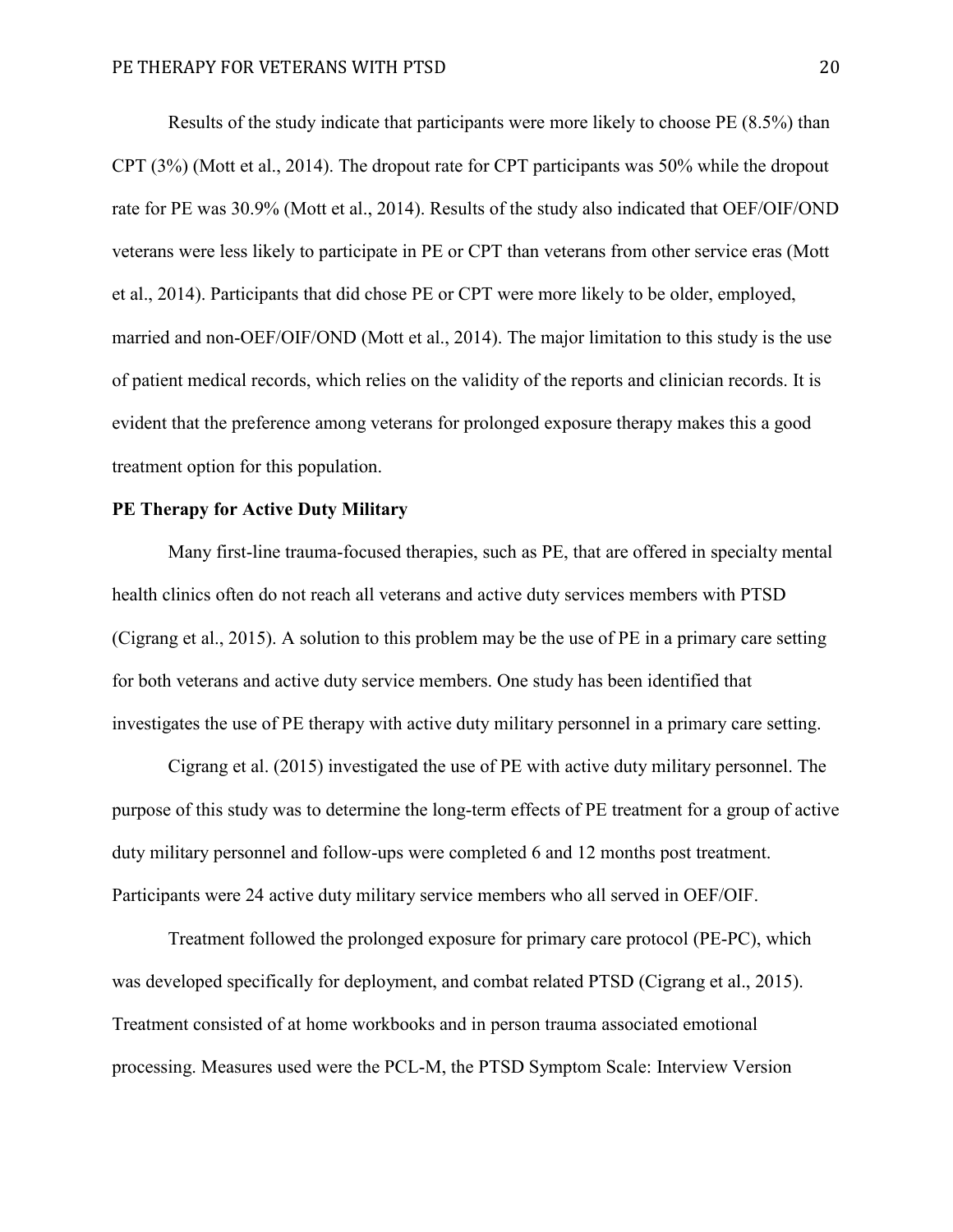Results of the study indicate that participants were more likely to choose PE (8.5%) than CPT (3%) (Mott et al., 2014). The dropout rate for CPT participants was 50% while the dropout rate for PE was 30.9% (Mott et al., 2014). Results of the study also indicated that OEF/OIF/OND veterans were less likely to participate in PE or CPT than veterans from other service eras (Mott et al., 2014). Participants that did chose PE or CPT were more likely to be older, employed, married and non-OEF/OIF/OND (Mott et al., 2014). The major limitation to this study is the use of patient medical records, which relies on the validity of the reports and clinician records. It is evident that the preference among veterans for prolonged exposure therapy makes this a good treatment option for this population.

**PE Therapy for Active Duty Military**

Many first-line trauma-focused therapies, such as PE, that are offered in specialty mental health clinics often do not reach all veterans and active duty services members with PTSD (Cigrang et al., 2015). A solution to this problem may be the use of PE in a primary care setting for both veterans and active duty service members. One study has been identified that investigates the use of PE therapy with active duty military personnel in a primary care setting.

Cigrang et al. (2015) investigated the use of PE with active duty military personnel. The purpose of this study was to determine the long-term effects of PE treatment for a group of active duty military personnel and follow-ups were completed 6 and 12 months post treatment. Participants were 24 active duty military service members who all served in OEF/OIF.

Treatment followed the prolonged exposure for primary care protocol (PE-PC), which was developed specifically for deployment, and combat related PTSD (Cigrang et al., 2015). Treatment consisted of at home workbooks and in person trauma associated emotional processing. Measures used were the PCL-M, the PTSD Symptom Scale: Interview Version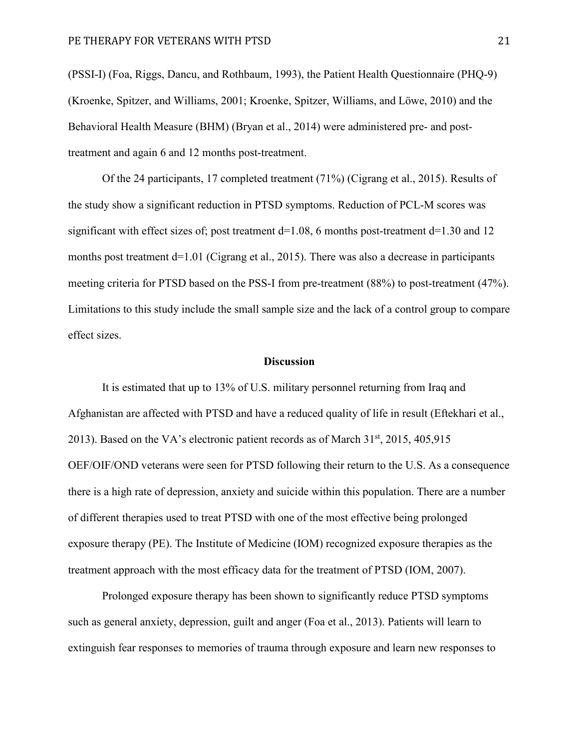(PSSI-I) (Foa, Riggs, Dancu, and Rothbaum, 1993), the Patient Health Questionnaire (PHQ-9) (Kroenke, Spitzer, and Williams, 2001; Kroenke, Spitzer, Williams, and Löwe, 2010) and the Behavioral Health Measure (BHM) (Bryan et al., 2014) were administered pre- and post-treatment and again 6 and 12 months post-treatment.

Of the 24 participants, 17 completed treatment (71%) (Cigrang et al., 2015). Results of the study show a significant reduction in PTSD symptoms. Reduction of PCL-M scores was significant with effect sizes of; post treatment $d=1.08$, 6 months post-treatment $d=1.30$ and 12 months post treatment $d=1.01$ (Cigrang et al., 2015). There was also a decrease in participants meeting criteria for PTSD based on the PSS-I from pre-treatment (88%) to post-treatment (47%). Limitations to this study include the small sample size and the lack of a control group to compare effect sizes.

## Discussion

It is estimated that up to 13% of U.S. military personnel returning from Iraq and Afghanistan are affected with PTSD and have a reduced quality of life in result (Eftekhari et al., 2013). Based on the VA's electronic patient records as of March 31st, 2015, 405,915 OEF/OIF/OND veterans were seen for PTSD following their return to the U.S. As a consequence there is a high rate of depression, anxiety and suicide within this population. There are a number of different therapies used to treat PTSD with one of the most effective being prolonged exposure therapy (PE). The Institute of Medicine (IOM) recognized exposure therapies as the treatment approach with the most efficacy data for the treatment of PTSD (IOM, 2007).

Prolonged exposure therapy has been shown to significantly reduce PTSD symptoms such as general anxiety, depression, guilt and anger (Foa et al., 2013). Patients will learn to extinguish fear responses to memories of trauma through exposure and learn new responses to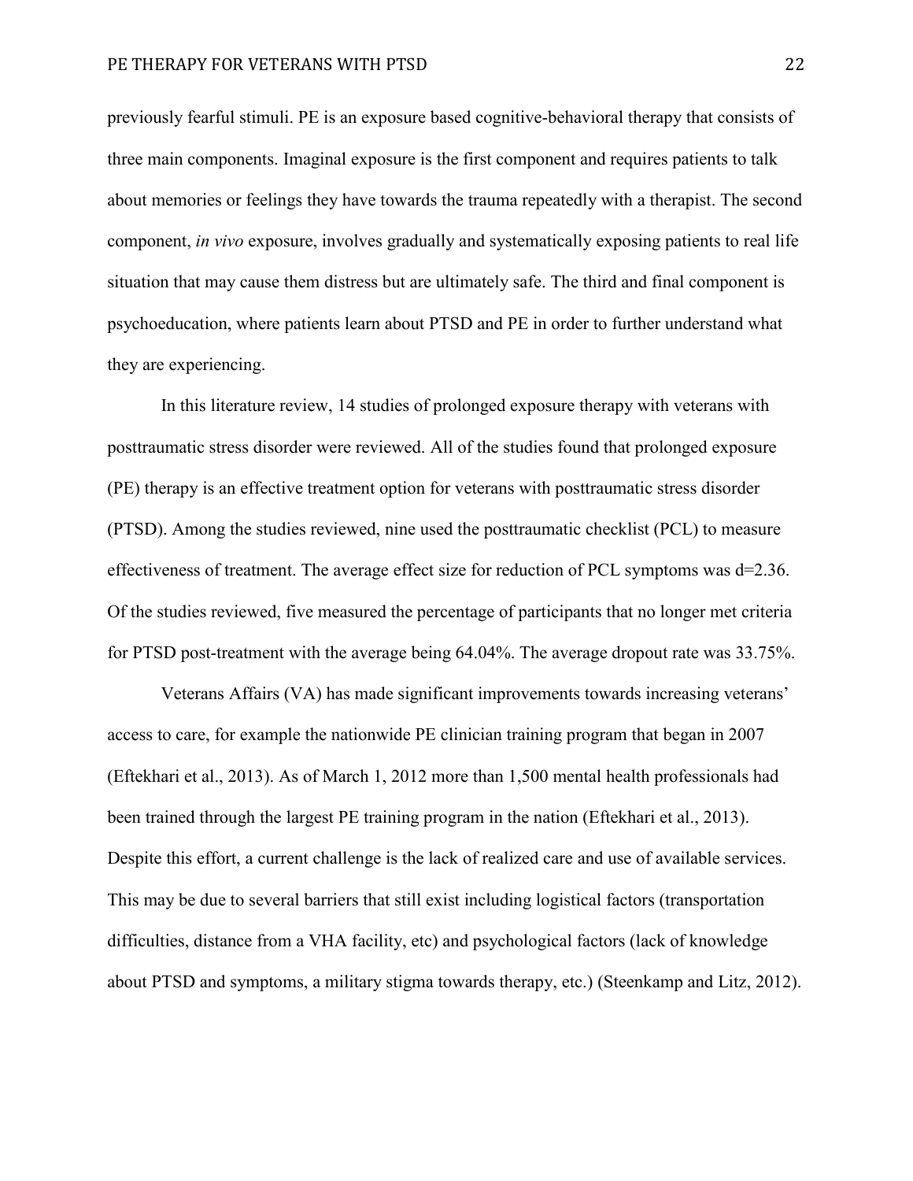previously fearful stimuli. PE is an exposure based cognitive-behavioral therapy that consists of three main components. Imaginal exposure is the first component and requires patients to talk about memories or feelings they have towards the trauma repeatedly with a therapist. The second component, *in vivo* exposure, involves gradually and systematically exposing patients to real life situation that may cause them distress but are ultimately safe. The third and final component is psychoeducation, where patients learn about PTSD and PE in order to further understand what they are experiencing.

In this literature review, 14 studies of prolonged exposure therapy with veterans with posttraumatic stress disorder were reviewed. All of the studies found that prolonged exposure (PE) therapy is an effective treatment option for veterans with posttraumatic stress disorder (PTSD). Among the studies reviewed, nine used the posttraumatic checklist (PCL) to measure effectiveness of treatment. The average effect size for reduction of PCL symptoms was d=2.36. Of the studies reviewed, five measured the percentage of participants that no longer met criteria for PTSD post-treatment with the average being 64.04%. The average dropout rate was 33.75%.

Veterans Affairs (VA) has made significant improvements towards increasing veterans' access to care, for example the nationwide PE clinician training program that began in 2007 (Eftekhari et al., 2013). As of March 1, 2012 more than 1,500 mental health professionals had been trained through the largest PE training program in the nation (Eftekhari et al., 2013). Despite this effort, a current challenge is the lack of realized care and use of available services. This may be due to several barriers that still exist including logistical factors (transportation difficulties, distance from a VHA facility, etc) and psychological factors (lack of knowledge about PTSD and symptoms, a military stigma towards therapy, etc.) (Steenkamp and Litz, 2012).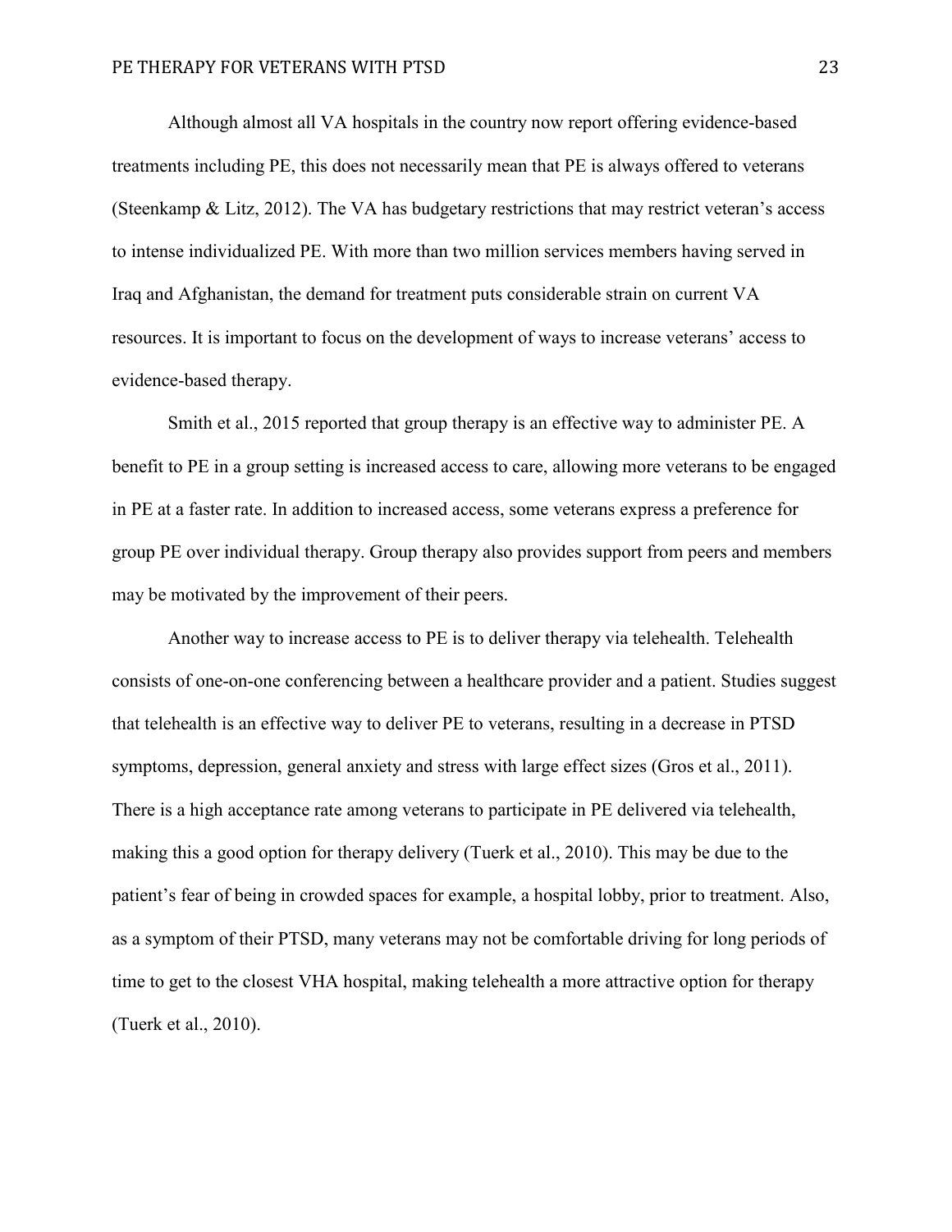Although almost all VA hospitals in the country now report offering evidence-based treatments including PE, this does not necessarily mean that PE is always offered to veterans (Steenkamp & Litz, 2012). The VA has budgetary restrictions that may restrict veteran's access to intense individualized PE. With more than two million services members having served in Iraq and Afghanistan, the demand for treatment puts considerable strain on current VA resources. It is important to focus on the development of ways to increase veterans' access to evidence-based therapy.

Smith et al., 2015 reported that group therapy is an effective way to administer PE. A benefit to PE in a group setting is increased access to care, allowing more veterans to be engaged in PE at a faster rate. In addition to increased access, some veterans express a preference for group PE over individual therapy. Group therapy also provides support from peers and members may be motivated by the improvement of their peers.

Another way to increase access to PE is to deliver therapy via telehealth. Telehealth consists of one-on-one conferencing between a healthcare provider and a patient. Studies suggest that telehealth is an effective way to deliver PE to veterans, resulting in a decrease in PTSD symptoms, depression, general anxiety and stress with large effect sizes (Gros et al., 2011). There is a high acceptance rate among veterans to participate in PE delivered via telehealth, making this a good option for therapy delivery (Tuerk et al., 2010). This may be due to the patient's fear of being in crowded spaces for example, a hospital lobby, prior to treatment. Also, as a symptom of their PTSD, many veterans may not be comfortable driving for long periods of time to get to the closest VHA hospital, making telehealth a more attractive option for therapy (Tuerk et al., 2010).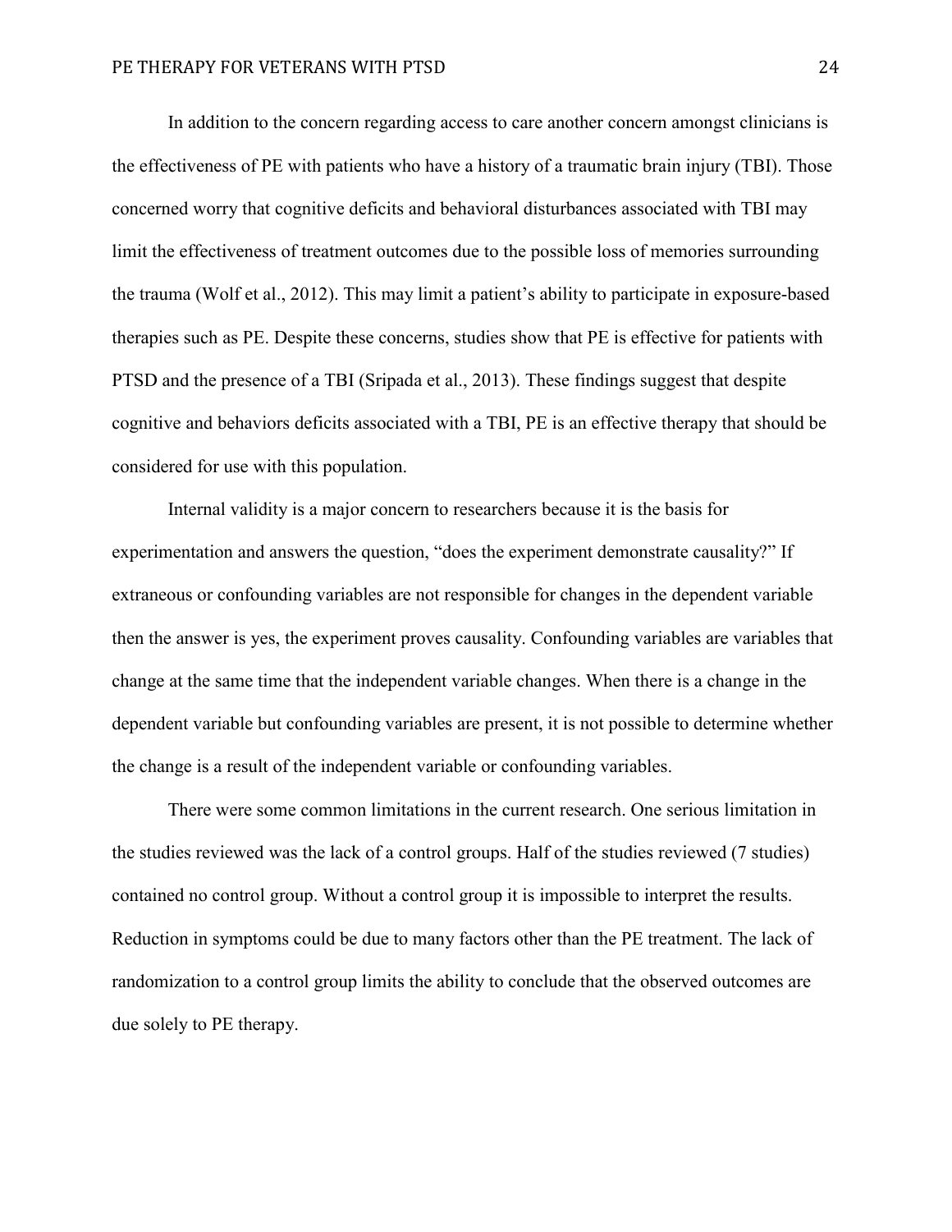In addition to the concern regarding access to care another concern amongst clinicians is the effectiveness of PE with patients who have a history of a traumatic brain injury (TBI). Those concerned worry that cognitive deficits and behavioral disturbances associated with TBI may limit the effectiveness of treatment outcomes due to the possible loss of memories surrounding the trauma (Wolf et al., 2012). This may limit a patient's ability to participate in exposure-based therapies such as PE. Despite these concerns, studies show that PE is effective for patients with PTSD and the presence of a TBI (Sripada et al., 2013). These findings suggest that despite cognitive and behaviors deficits associated with a TBI, PE is an effective therapy that should be considered for use with this population.

Internal validity is a major concern to researchers because it is the basis for experimentation and answers the question, "does the experiment demonstrate causality?" If extraneous or confounding variables are not responsible for changes in the dependent variable then the answer is yes, the experiment proves causality. Confounding variables are variables that change at the same time that the independent variable changes. When there is a change in the dependent variable but confounding variables are present, it is not possible to determine whether the change is a result of the independent variable or confounding variables.

There were some common limitations in the current research. One serious limitation in the studies reviewed was the lack of a control groups. Half of the studies reviewed (7 studies) contained no control group. Without a control group it is impossible to interpret the results. Reduction in symptoms could be due to many factors other than the PE treatment. The lack of randomization to a control group limits the ability to conclude that the observed outcomes are due solely to PE therapy.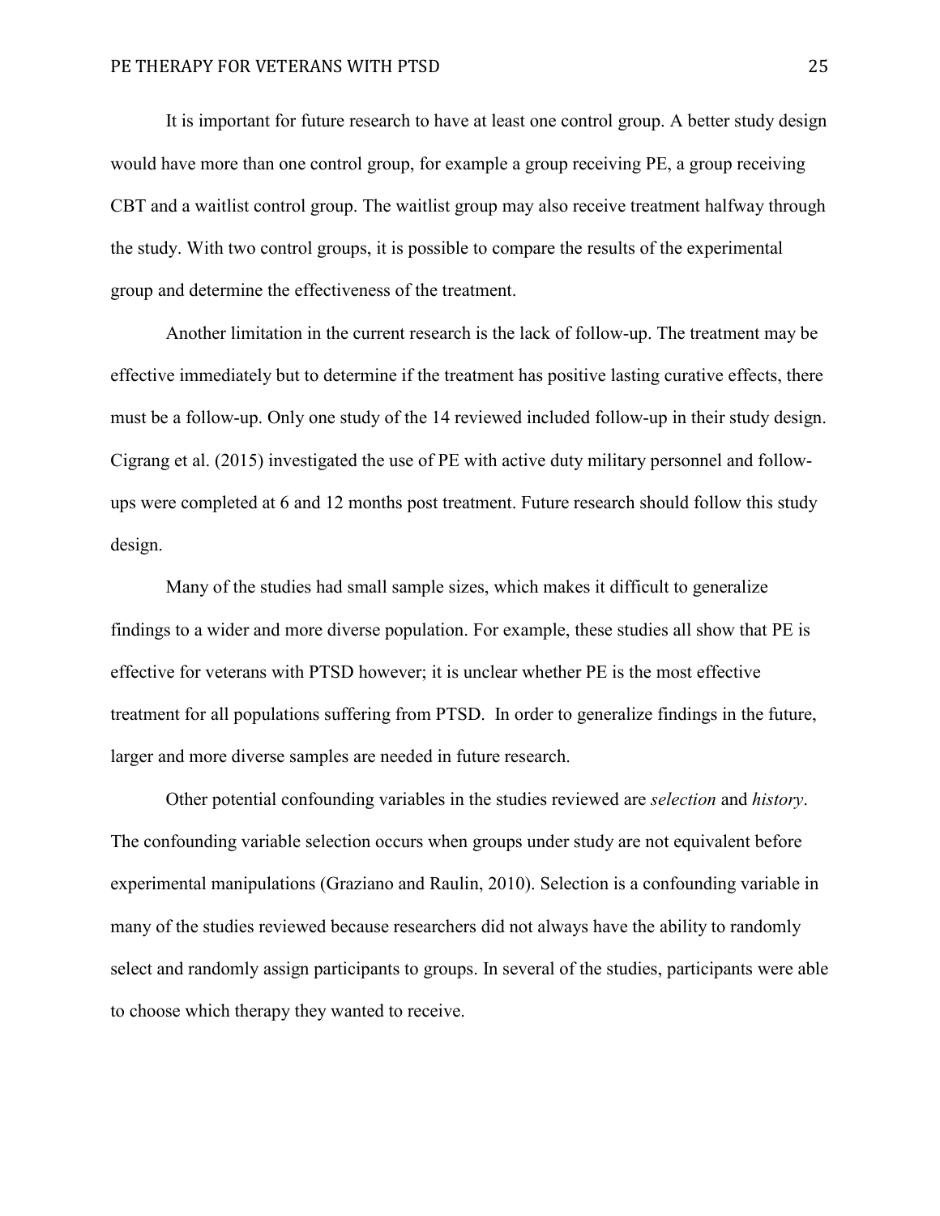It is important for future research to have at least one control group. A better study design would have more than one control group, for example a group receiving PE, a group receiving CBT and a waitlist control group. The waitlist group may also receive treatment halfway through the study. With two control groups, it is possible to compare the results of the experimental group and determine the effectiveness of the treatment.

Another limitation in the current research is the lack of follow-up. The treatment may be effective immediately but to determine if the treatment has positive lasting curative effects, there must be a follow-up. Only one study of the 14 reviewed included follow-up in their study design. Cigrang et al. (2015) investigated the use of PE with active duty military personnel and follow-ups were completed at 6 and 12 months post treatment. Future research should follow this study design.

Many of the studies had small sample sizes, which makes it difficult to generalize findings to a wider and more diverse population. For example, these studies all show that PE is effective for veterans with PTSD however; it is unclear whether PE is the most effective treatment for all populations suffering from PTSD. In order to generalize findings in the future, larger and more diverse samples are needed in future research.

Other potential confounding variables in the studies reviewed are *selection* and *history*. The confounding variable selection occurs when groups under study are not equivalent before experimental manipulations (Graziano and Raulin, 2010). Selection is a confounding variable in many of the studies reviewed because researchers did not always have the ability to randomly select and randomly assign participants to groups. In several of the studies, participants were able to choose which therapy they wanted to receive.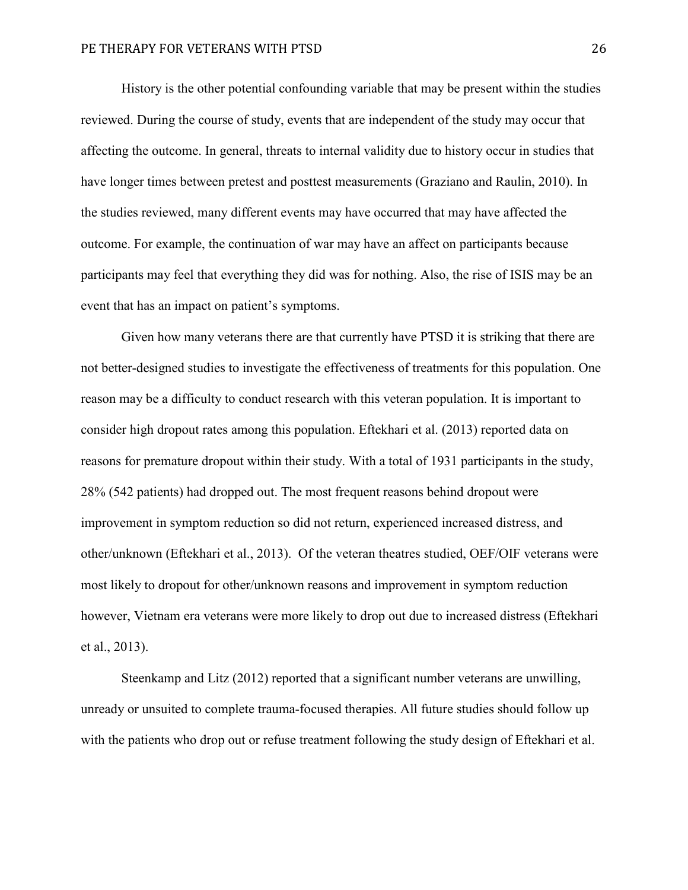History is the other potential confounding variable that may be present within the studies reviewed. During the course of study, events that are independent of the study may occur that affecting the outcome. In general, threats to internal validity due to history occur in studies that have longer times between pretest and posttest measurements (Graziano and Raulin, 2010). In the studies reviewed, many different events may have occurred that may have affected the outcome. For example, the continuation of war may have an affect on participants because participants may feel that everything they did was for nothing. Also, the rise of ISIS may be an event that has an impact on patient's symptoms.

Given how many veterans there are that currently have PTSD it is striking that there are not better-designed studies to investigate the effectiveness of treatments for this population. One reason may be a difficulty to conduct research with this veteran population. It is important to consider high dropout rates among this population. Eftekhari et al. (2013) reported data on reasons for premature dropout within their study. With a total of 1931 participants in the study, 28% (542 patients) had dropped out. The most frequent reasons behind dropout were improvement in symptom reduction so did not return, experienced increased distress, and other/unknown (Eftekhari et al., 2013). Of the veteran theatres studied, OEF/OIF veterans were most likely to dropout for other/unknown reasons and improvement in symptom reduction however, Vietnam era veterans were more likely to drop out due to increased distress (Eftekhari et al., 2013).

Steenkamp and Litz (2012) reported that a significant number veterans are unwilling, unready or unsuited to complete trauma-focused therapies. All future studies should follow up with the patients who drop out or refuse treatment following the study design of Eftekhari et al.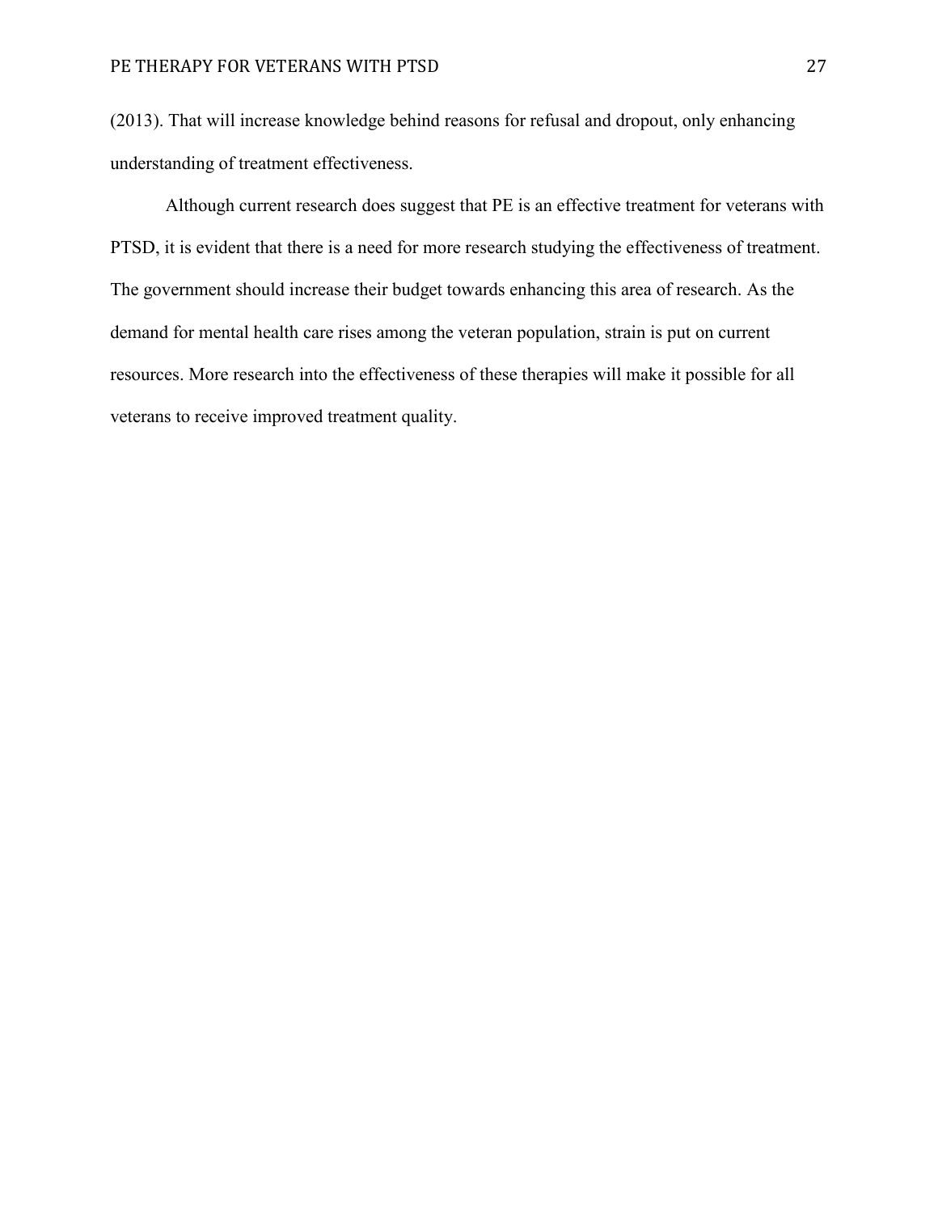(2013). That will increase knowledge behind reasons for refusal and dropout, only enhancing understanding of treatment effectiveness.

Although current research does suggest that PE is an effective treatment for veterans with PTSD, it is evident that there is a need for more research studying the effectiveness of treatment. The government should increase their budget towards enhancing this area of research. As the demand for mental health care rises among the veteran population, strain is put on current resources. More research into the effectiveness of these therapies will make it possible for all veterans to receive improved treatment quality.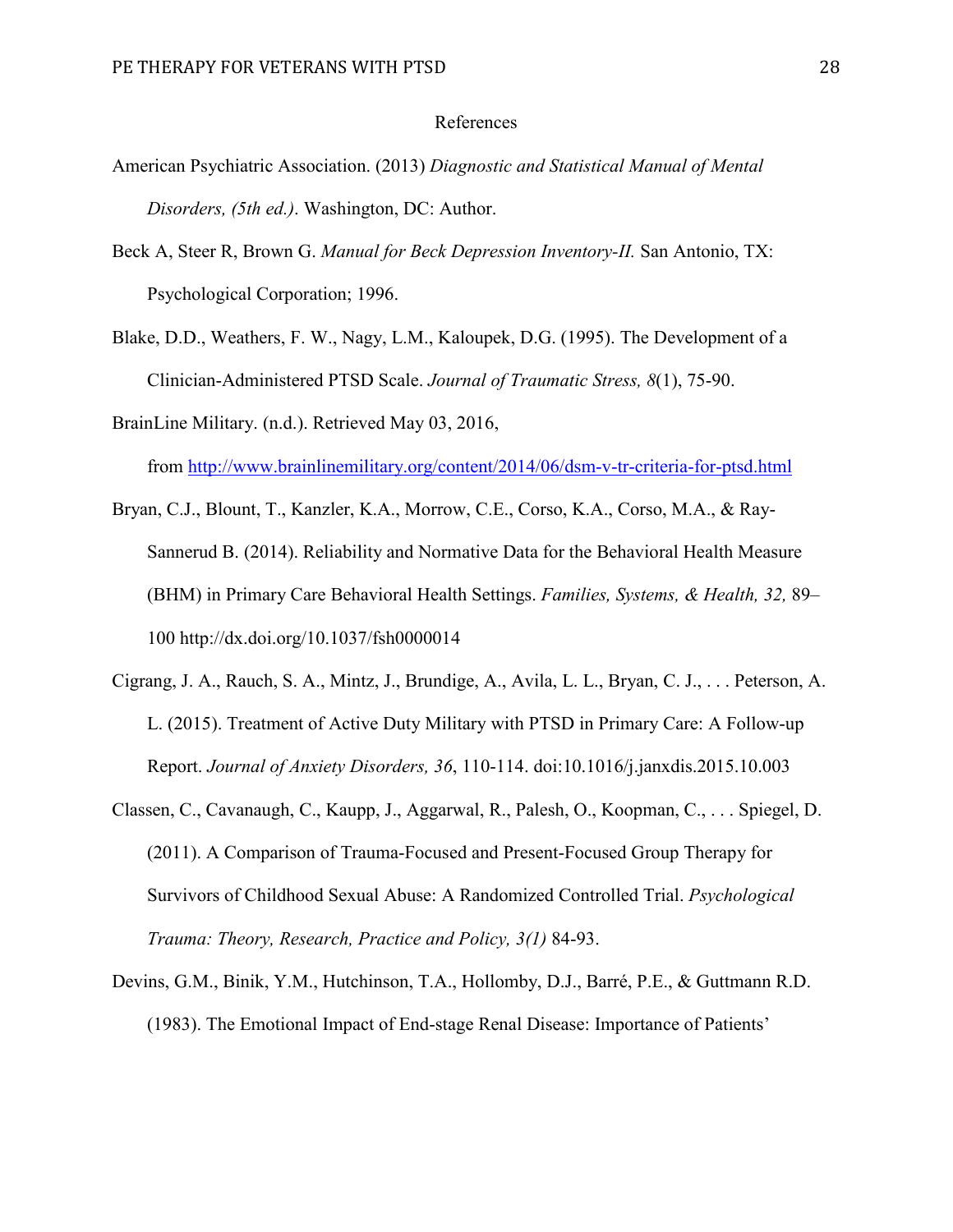# References

American Psychiatric Association. (2013) *Diagnostic and Statistical Manual of Mental Disorders, (5th ed.)*. Washington, DC: Author.

Beck A, Steer R, Brown G. *Manual for Beck Depression Inventory-II.* San Antonio, TX: Psychological Corporation; 1996.

Blake, D.D., Weathers, F. W., Nagy, L.M., Kaloupek, D.G. (1995). The Development of a Clinician-Administered PTSD Scale. *Journal of Traumatic Stress, 8*(1), 75-90.

BrainLine Military. (n.d.). Retrieved May 03, 2016, from http://www.brainlinemilitary.org/content/2014/06/dsm-v-tr-criteria-for-ptsd.html

Bryan, C.J., Blount, T., Kanzler, K.A., Morrow, C.E., Corso, K.A., Corso, M.A., & Ray-Sannerud B. (2014). Reliability and Normative Data for the Behavioral Health Measure (BHM) in Primary Care Behavioral Health Settings. *Families, Systems, & Health, 32,* 89–100 http://dx.doi.org/10.1037/fsh0000014

Cigrang, J. A., Rauch, S. A., Mintz, J., Brundige, A., Avila, L. L., Bryan, C. J., . . . Peterson, A. L. (2015). Treatment of Active Duty Military with PTSD in Primary Care: A Follow-up Report. *Journal of Anxiety Disorders, 36*, 110-114. doi:10.1016/j.janxdis.2015.10.003

Classen, C., Cavanaugh, C., Kaupp, J., Aggarwal, R., Palesh, O., Koopman, C., . . . Spiegel, D. (2011). A Comparison of Trauma-Focused and Present-Focused Group Therapy for Survivors of Childhood Sexual Abuse: A Randomized Controlled Trial. *Psychological Trauma: Theory, Research, Practice and Policy, 3(1)* 84-93.

Devins, G.M., Binik, Y.M., Hutchinson, T.A., Hollomby, D.J., Barré, P.E., & Guttmann R.D. (1983). The Emotional Impact of End-stage Renal Disease: Importance of Patients'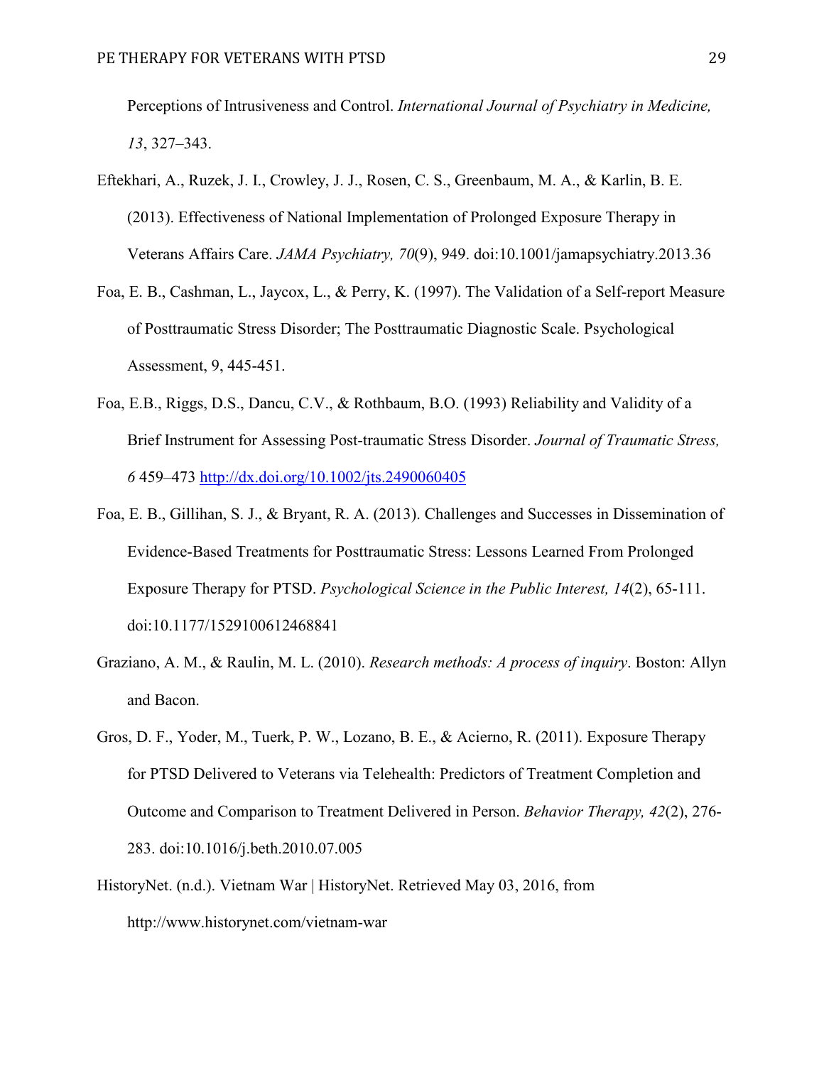Perceptions of Intrusiveness and Control. *International Journal of Psychiatry in Medicine, 13*, 327–343.

Eftekhari, A., Ruzek, J. I., Crowley, J. J., Rosen, C. S., Greenbaum, M. A., & Karlin, B. E. (2013). Effectiveness of National Implementation of Prolonged Exposure Therapy in Veterans Affairs Care. *JAMA Psychiatry, 70*(9), 949. doi:10.1001/jamapsychiatry.2013.36

Foa, E. B., Cashman, L., Jaycox, L., & Perry, K. (1997). The Validation of a Self-report Measure of Posttraumatic Stress Disorder; The Posttraumatic Diagnostic Scale. Psychological Assessment, 9, 445-451.

Foa, E.B., Riggs, D.S., Dancu, C.V., & Rothbaum, B.O. (1993) Reliability and Validity of a Brief Instrument for Assessing Post-traumatic Stress Disorder. *Journal of Traumatic Stress, 6* 459–473 http://dx.doi.org/10.1002/jts.2490060405

Foa, E. B., Gillihan, S. J., & Bryant, R. A. (2013). Challenges and Successes in Dissemination of Evidence-Based Treatments for Posttraumatic Stress: Lessons Learned From Prolonged Exposure Therapy for PTSD. *Psychological Science in the Public Interest, 14*(2), 65-111. doi:10.1177/1529100612468841

Graziano, A. M., & Raulin, M. L. (2010). *Research methods: A process of inquiry*. Boston: Allyn and Bacon.

Gros, D. F., Yoder, M., Tuerk, P. W., Lozano, B. E., & Acierno, R. (2011). Exposure Therapy for PTSD Delivered to Veterans via Telehealth: Predictors of Treatment Completion and Outcome and Comparison to Treatment Delivered in Person. *Behavior Therapy, 42*(2), 276-283. doi:10.1016/j.beth.2010.07.005

HistoryNet. (n.d.). Vietnam War | HistoryNet. Retrieved May 03, 2016, from http://www.historynet.com/vietnam-war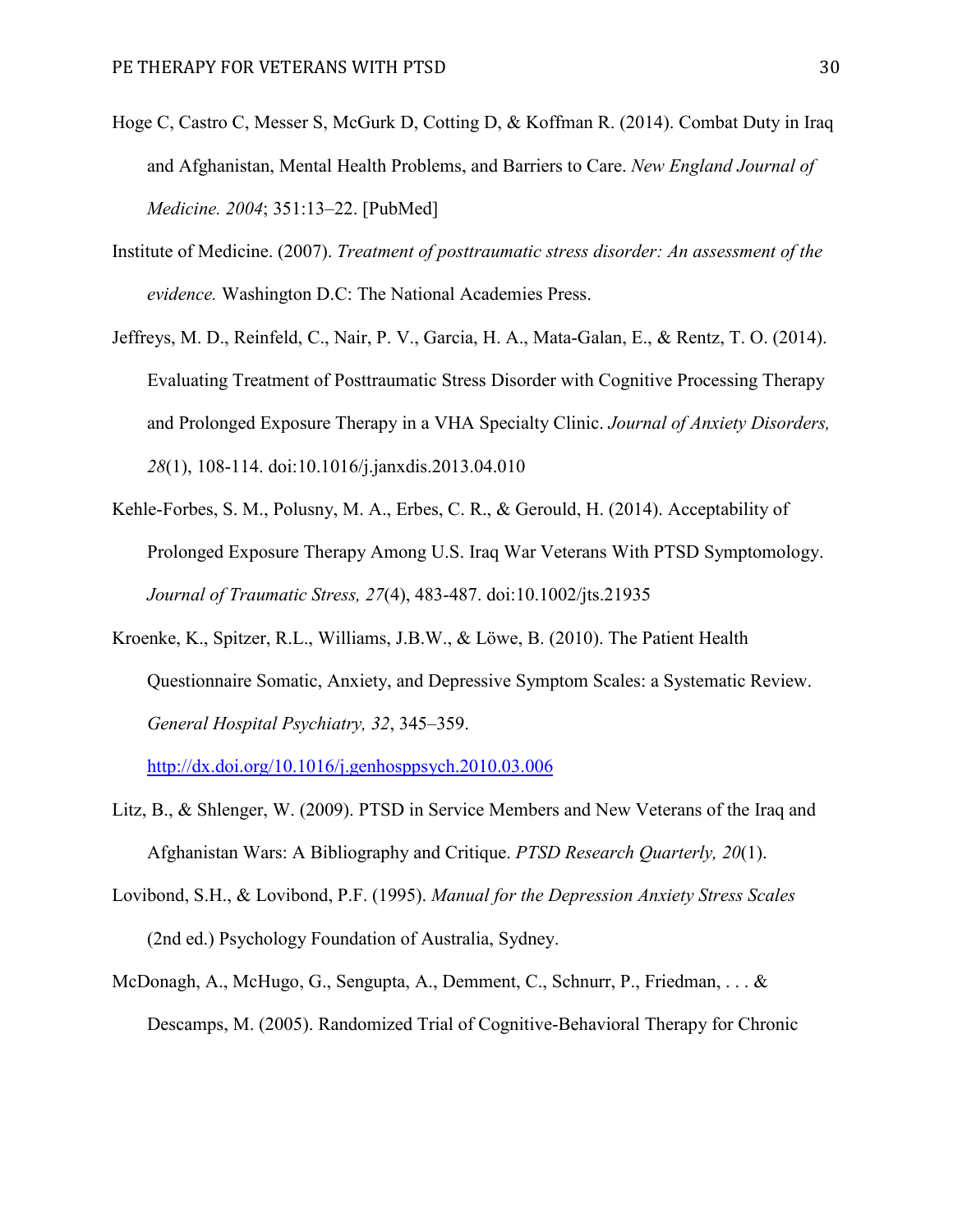Hoge C, Castro C, Messer S, McGurk D, Cotting D, & Koffman R. (2014). Combat Duty in Iraq and Afghanistan, Mental Health Problems, and Barriers to Care. *New England Journal of Medicine. 2004*; 351:13–22. [PubMed]

Institute of Medicine. (2007). *Treatment of posttraumatic stress disorder: An assessment of the evidence.* Washington D.C: The National Academies Press.

Jeffreys, M. D., Reinfeld, C., Nair, P. V., Garcia, H. A., Mata-Galan, E., & Rentz, T. O. (2014). Evaluating Treatment of Posttraumatic Stress Disorder with Cognitive Processing Therapy and Prolonged Exposure Therapy in a VHA Specialty Clinic. *Journal of Anxiety Disorders, 28*(1), 108-114. doi:10.1016/j.janxdis.2013.04.010

Kehle-Forbes, S. M., Polusny, M. A., Erbes, C. R., & Gerould, H. (2014). Acceptability of Prolonged Exposure Therapy Among U.S. Iraq War Veterans With PTSD Symptomology. *Journal of Traumatic Stress, 27*(4), 483-487. doi:10.1002/jts.21935

Kroenke, K., Spitzer, R.L., Williams, J.B.W., & Löwe, B. (2010). The Patient Health Questionnaire Somatic, Anxiety, and Depressive Symptom Scales: a Systematic Review. *General Hospital Psychiatry, 32*, 345–359. http://dx.doi.org/10.1016/j.genhosppsych.2010.03.006

Litz, B., & Shlenger, W. (2009). PTSD in Service Members and New Veterans of the Iraq and Afghanistan Wars: A Bibliography and Critique. *PTSD Research Quarterly, 20*(1).

Lovibond, S.H., & Lovibond, P.F. (1995). *Manual for the Depression Anxiety Stress Scales* (2nd ed.) Psychology Foundation of Australia, Sydney.

McDonagh, A., McHugo, G., Sengupta, A., Demment, C., Schnurr, P., Friedman, . . . & Descamps, M. (2005). Randomized Trial of Cognitive-Behavioral Therapy for Chronic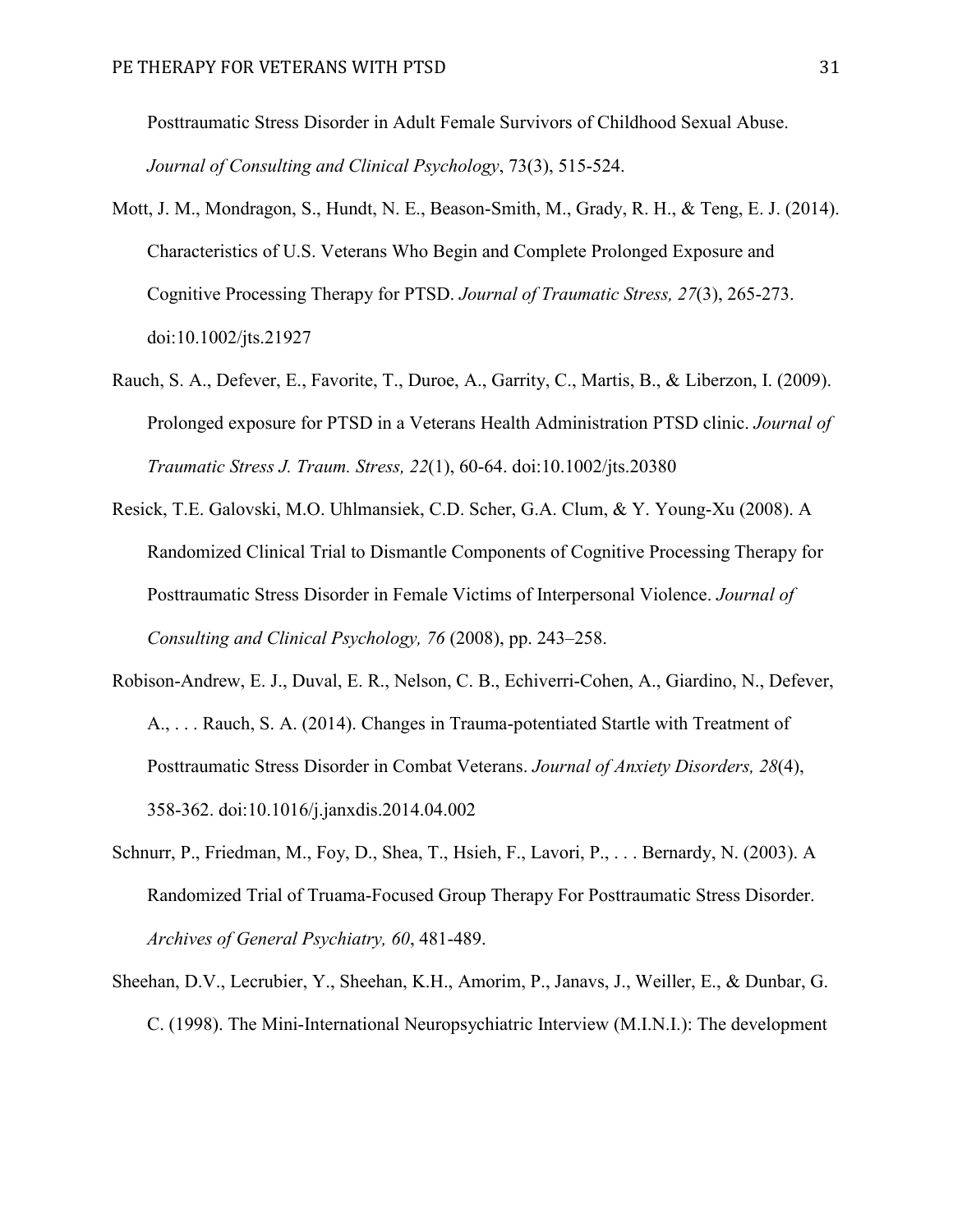Posttraumatic Stress Disorder in Adult Female Survivors of Childhood Sexual Abuse. *Journal of Consulting and Clinical Psychology*, 73(3), 515-524.

Mott, J. M., Mondragon, S., Hundt, N. E., Beason-Smith, M., Grady, R. H., & Teng, E. J. (2014). Characteristics of U.S. Veterans Who Begin and Complete Prolonged Exposure and Cognitive Processing Therapy for PTSD. *Journal of Traumatic Stress, 27*(3), 265-273. doi:10.1002/jts.21927

Rauch, S. A., Defever, E., Favorite, T., Duroe, A., Garrity, C., Martis, B., & Liberzon, I. (2009). Prolonged exposure for PTSD in a Veterans Health Administration PTSD clinic. *Journal of Traumatic Stress J. Traum. Stress, 22*(1), 60-64. doi:10.1002/jts.20380

Resick, T.E. Galovski, M.O. Uhlmansiek, C.D. Scher, G.A. Clum, & Y. Young-Xu (2008). A Randomized Clinical Trial to Dismantle Components of Cognitive Processing Therapy for Posttraumatic Stress Disorder in Female Victims of Interpersonal Violence. *Journal of Consulting and Clinical Psychology, 76* (2008), pp. 243–258.

Robison-Andrew, E. J., Duval, E. R., Nelson, C. B., Echiverri-Cohen, A., Giardino, N., Defever, A., . . . Rauch, S. A. (2014). Changes in Trauma-potentiated Startle with Treatment of Posttraumatic Stress Disorder in Combat Veterans. *Journal of Anxiety Disorders, 28*(4), 358-362. doi:10.1016/j.janxdis.2014.04.002

Schnurr, P., Friedman, M., Foy, D., Shea, T., Hsieh, F., Lavori, P., . . . Bernardy, N. (2003). A Randomized Trial of Truama-Focused Group Therapy For Posttraumatic Stress Disorder. *Archives of General Psychiatry, 60*, 481-489.

Sheehan, D.V., Lecrubier, Y., Sheehan, K.H., Amorim, P., Janavs, J., Weiller, E., & Dunbar, G. C. (1998). The Mini-International Neuropsychiatric Interview (M.I.N.I.): The development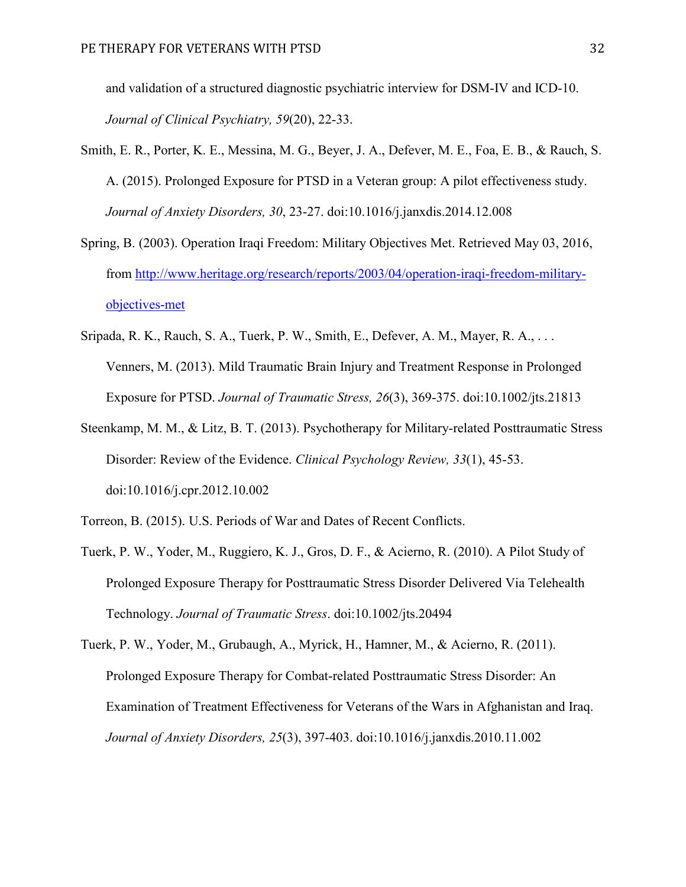and validation of a structured diagnostic psychiatric interview for DSM-IV and ICD-10. *Journal of Clinical Psychiatry, 59*(20), 22-33.

Smith, E. R., Porter, K. E., Messina, M. G., Beyer, J. A., Defever, M. E., Foa, E. B., & Rauch, S. A. (2015). Prolonged Exposure for PTSD in a Veteran group: A pilot effectiveness study. *Journal of Anxiety Disorders, 30*, 23-27. doi:10.1016/j.janxdis.2014.12.008

Spring, B. (2003). Operation Iraqi Freedom: Military Objectives Met. Retrieved May 03, 2016, from http://www.heritage.org/research/reports/2003/04/operation-iraqi-freedom-military-objectives-met

Sripada, R. K., Rauch, S. A., Tuerk, P. W., Smith, E., Defever, A. M., Mayer, R. A., . . . Venners, M. (2013). Mild Traumatic Brain Injury and Treatment Response in Prolonged Exposure for PTSD. *Journal of Traumatic Stress, 26*(3), 369-375. doi:10.1002/jts.21813

Steenkamp, M. M., & Litz, B. T. (2013). Psychotherapy for Military-related Posttraumatic Stress Disorder: Review of the Evidence. *Clinical Psychology Review, 33*(1), 45-53. doi:10.1016/j.cpr.2012.10.002

Torreon, B. (2015). U.S. Periods of War and Dates of Recent Conflicts.

Tuerk, P. W., Yoder, M., Ruggiero, K. J., Gros, D. F., & Acierno, R. (2010). A Pilot Study of Prolonged Exposure Therapy for Posttraumatic Stress Disorder Delivered Via Telehealth Technology. *Journal of Traumatic Stress*. doi:10.1002/jts.20494

Tuerk, P. W., Yoder, M., Grubaugh, A., Myrick, H., Hamner, M., & Acierno, R. (2011). Prolonged Exposure Therapy for Combat-related Posttraumatic Stress Disorder: An Examination of Treatment Effectiveness for Veterans of the Wars in Afghanistan and Iraq. *Journal of Anxiety Disorders, 25*(3), 397-403. doi:10.1016/j.janxdis.2010.11.002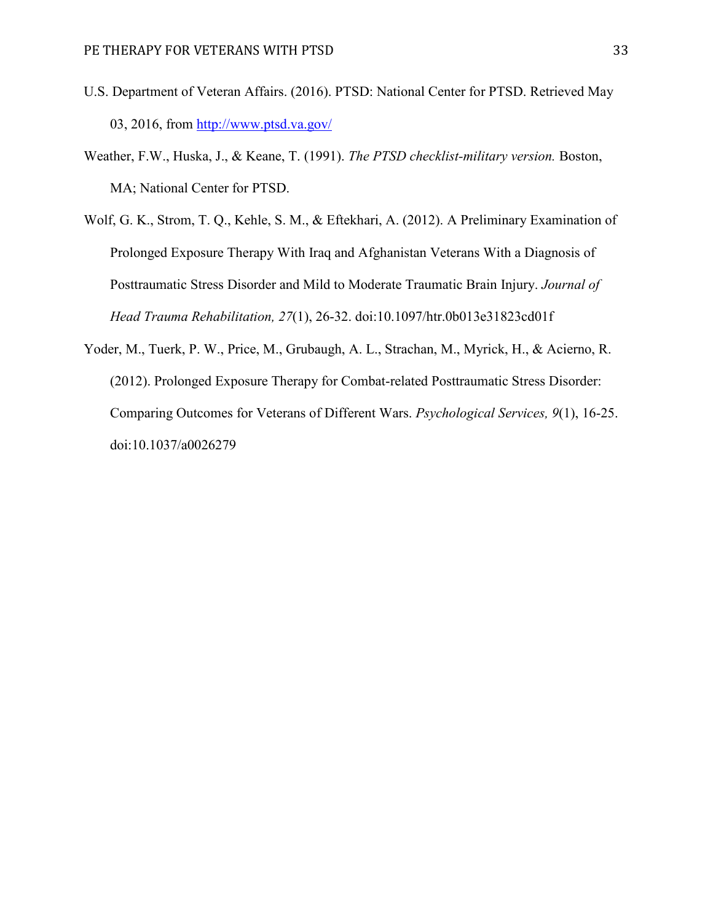U.S. Department of Veteran Affairs. (2016). PTSD: National Center for PTSD. Retrieved May 03, 2016, from [http://www.ptsd.va.gov/](http://www.ptsd.va.gov/)

Weather, F.W., Huska, J., & Keane, T. (1991). *The PTSD checklist-military version.* Boston, MA; National Center for PTSD.

Wolf, G. K., Strom, T. Q., Kehle, S. M., & Eftekhari, A. (2012). A Preliminary Examination of Prolonged Exposure Therapy With Iraq and Afghanistan Veterans With a Diagnosis of Posttraumatic Stress Disorder and Mild to Moderate Traumatic Brain Injury. *Journal of Head Trauma Rehabilitation, 27*(1), 26-32. doi:10.1097/htr.0b013e31823cd01f

Yoder, M., Tuerk, P. W., Price, M., Grubaugh, A. L., Strachan, M., Myrick, H., & Acierno, R. (2012). Prolonged Exposure Therapy for Combat-related Posttraumatic Stress Disorder: Comparing Outcomes for Veterans of Different Wars. *Psychological Services, 9*(1), 16-25. doi:10.1037/a0026279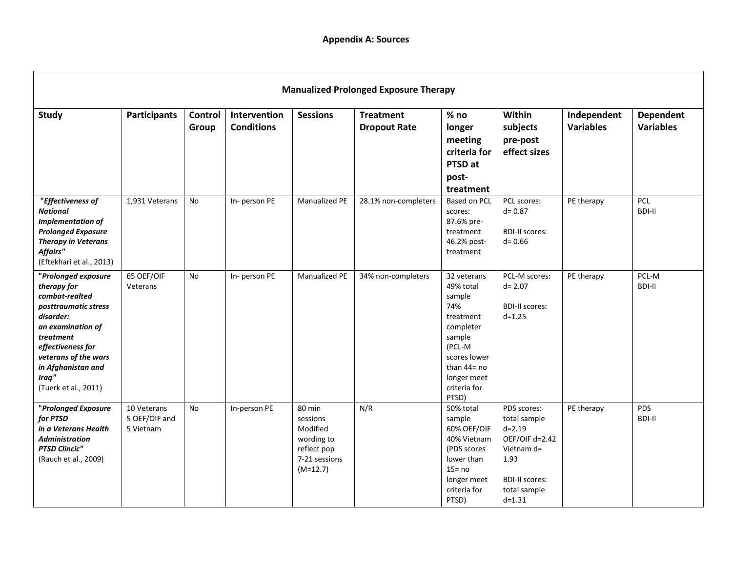**Appendix A: Sources**

| **Manualized Prolonged Exposure Therapy** | | | | | | | | | |
|---|---|---|---|---|---|---|---|---|---|
| **Study** | **Participants** | **Control Group** | **Intervention Conditions** | **Sessions** | **Treatment Dropout Rate** | **% no longer meeting criteria for PTSD at post-treatment** | **Within subjects pre-post effect sizes** | **Independent Variables** | **Dependent Variables** |
| ***"Effectiveness of National Implementation of Prolonged Exposure Therapy in Veterans Affairs"*** (Eftekhari et al., 2013) | 1,931 Veterans | No | In- person PE | Manualized PE | 28.1% non-completers | Based on PCL scores: 87.6% pre-treatment 46.2% post-treatment | PCL scores: d= 0.87<br><br>BDI-II scores: d= 0.66 | PE therapy | PCL<br>BDI-II |
| ***"Prolonged exposure therapy for combat-realted posttraumatic stress disorder: an examination of treatment effectiveness for veterans of the wars in Afghanistan and Iraq"*** (Tuerk et al., 2011) | 65 OEF/OIF Veterans | No | In- person PE | Manualized PE | 34% non-completers | 32 veterans 49% total sample 74% treatment completer sample (PCL-M scores lower than 44= no longer meet criteria for PTSD) | PCL-M scores: d= 2.07<br><br>BDI-II scores: d=1.25 | PE therapy | PCL-M<br>BDI-II |
| ***"Prolonged Exposure for PTSD in a Veterans Health Administration PTSD Clinic"*** (Rauch et al., 2009) | 10 Veterans 5 OEF/OIF and 5 Vietnam | No | In-person PE | 80 min sessions Modified wording to reflect pop 7-21 sessions (M=12.7) | N/R | 50% total sample 60% OEF/OIF 40% Vietnam (PDS scores lower than 15= no longer meet criteria for PTSD) | PDS scores: total sample d=2.19 OEF/OIF d=2.42 Vietnam d= 1.93<br><br>BDI-II scores: total sample d=1.31 | PE therapy | PDS<br>BDI-II |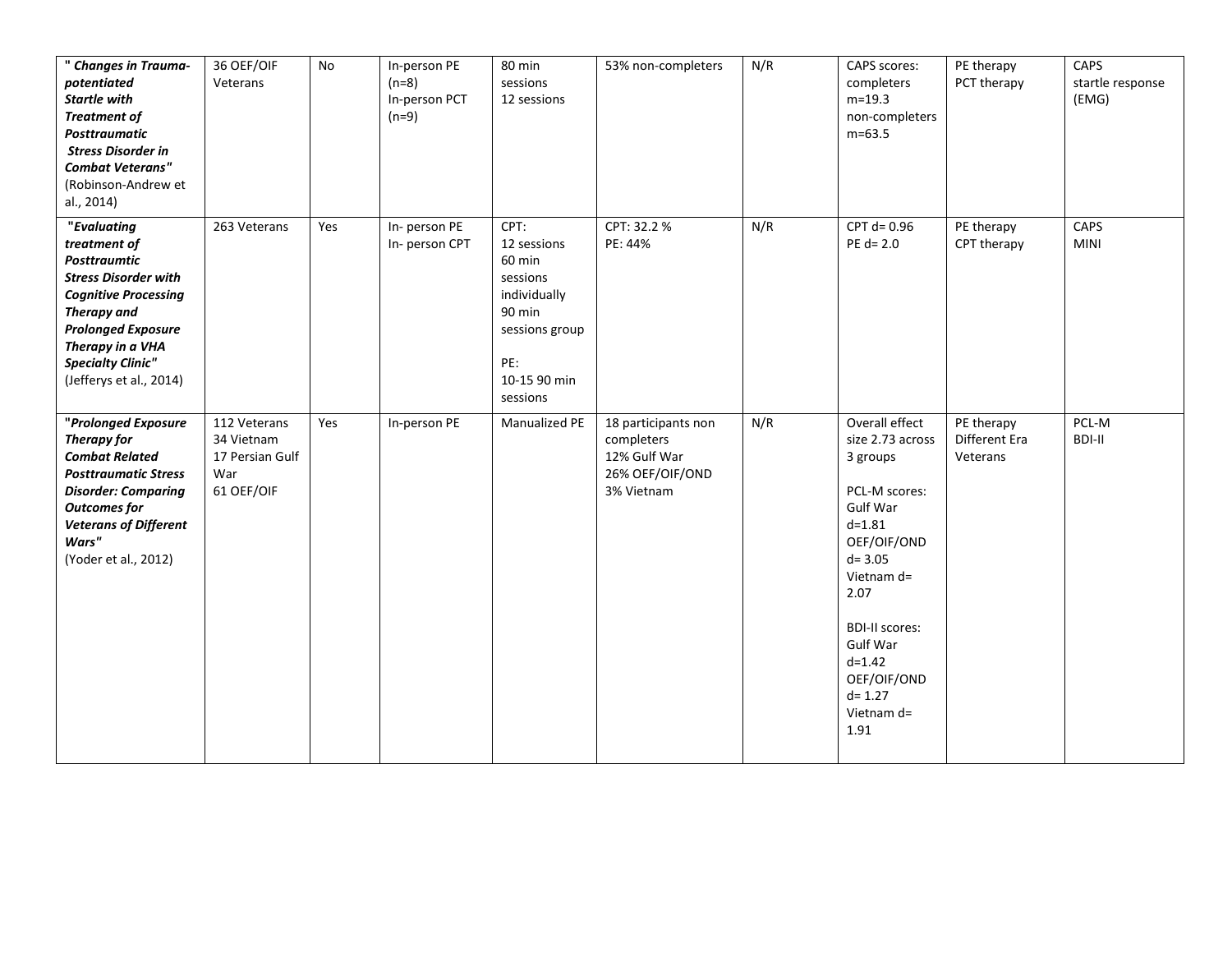| " ***Changes in Trauma-potentiated Startle with Treatment of Posttraumatic Stress Disorder in Combat Veterans"*** (Robinson-Andrew et al., 2014) | 36 OEF/OIF Veterans | No | In-person PE (n=8) In-person PCT (n=9) | 80 min sessions 12 sessions | 53% non-completers | N/R | CAPS scores: completers m=19.3 non-completers m=63.5 | PE therapy PCT therapy | CAPS startle response (EMG) |
|---|---|---|---|---|---|---|---|---|---|
| ***"Evaluating treatment of Posttraumtic Stress Disorder with Cognitive Processing Therapy and Prolonged Exposure Therapy in a VHA Specialty Clinic"*** (Jefferys et al., 2014) | 263 Veterans | Yes | In- person PE In- person CPT | CPT: 12 sessions 60 min sessions individually 90 min sessions group<br><br>PE: 10-15 90 min sessions | CPT: 32.2 % PE: 44% | N/R | CPT d= 0.96 PE d= 2.0 | PE therapy CPT therapy | CAPS MINI |
| ***"Prolonged Exposure Therapy for Combat Related Posttraumatic Stress Disorder: Comparing Outcomes for Veterans of Different Wars"*** (Yoder et al., 2012) | 112 Veterans 34 Vietnam 17 Persian Gulf War 61 OEF/OIF | Yes | In-person PE | Manualized PE | 18 participants non completers 12% Gulf War 26% OEF/OIF/OND 3% Vietnam | N/R | Overall effect size 2.73 across 3 groups<br><br>PCL-M scores: Gulf War d=1.81 OEF/OIF/OND d= 3.05 Vietnam d= 2.07<br><br>BDI-II scores: Gulf War d=1.42 OEF/OIF/OND d= 1.27 Vietnam d= 1.91 | PE therapy Different Era Veterans | PCL-M BDI-II |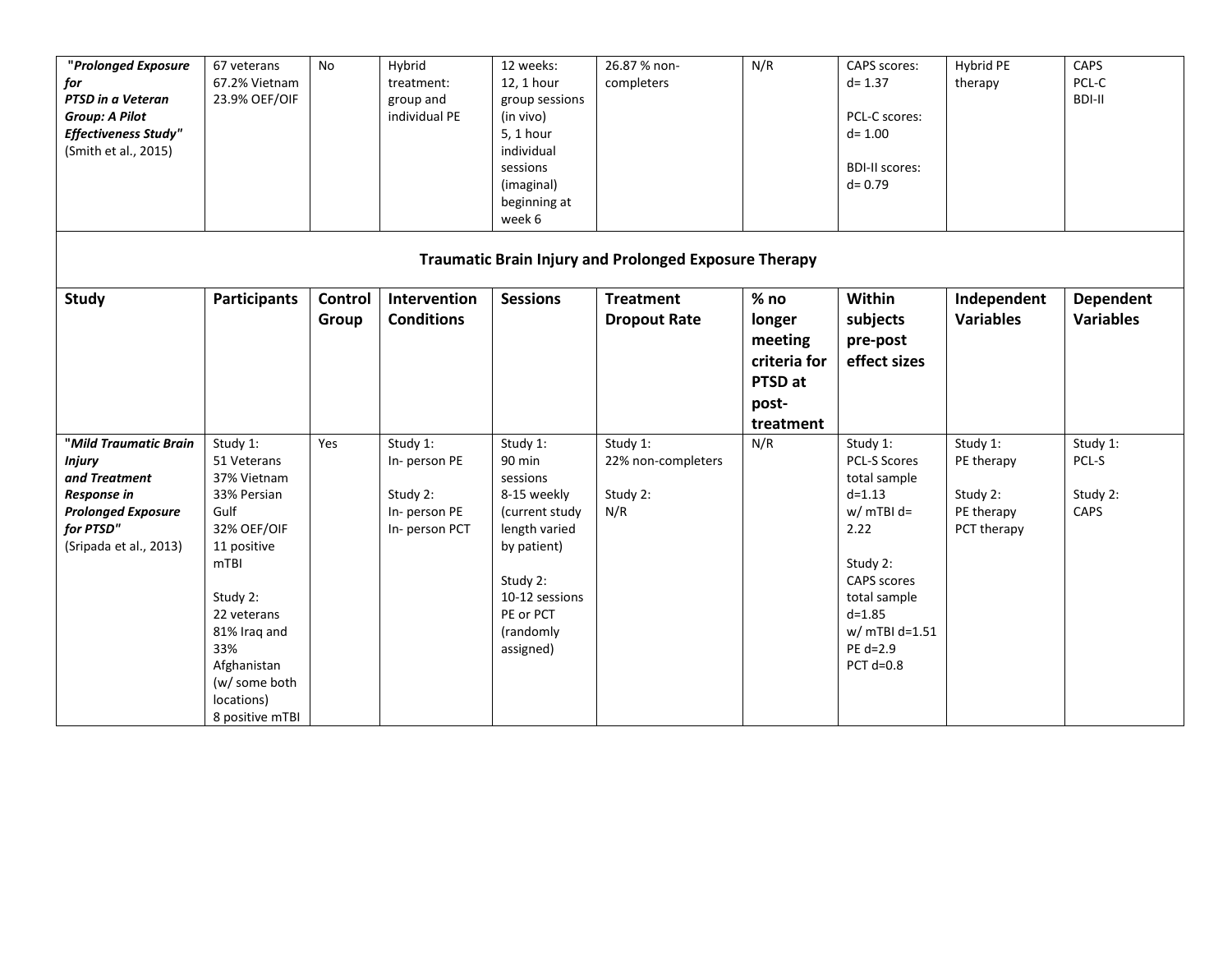| "***Prolonged Exposure for PTSD in a Veteran Group: A Pilot Effectiveness Study***" (Smith et al., 2015) | 67 veterans<br>67.2% Vietnam<br>23.9% OEF/OIF | No | Hybrid treatment: group and individual PE | 12 weeks:<br>12, 1 hour group sessions (in vivo)<br>5, 1 hour individual sessions (imaginal) beginning at week 6 | 26.87 % non-completers | N/R | CAPS scores: d= 1.37<br><br>PCL-C scores: d= 1.00<br><br>BDI-II scores: d= 0.79 | Hybrid PE therapy | CAPS<br>PCL-C<br>BDI-II |
|---|---|---|---|---|---|---|---|---|---|
| **Traumatic Brain Injury and Prolonged Exposure Therapy** | | | | | | | | | |
| **Study** | **Participants** | **Control Group** | **Intervention Conditions** | **Sessions** | **Treatment Dropout Rate** | **% no longer meeting criteria for PTSD at post-treatment** | **Within subjects pre-post effect sizes** | **Independent Variables** | **Dependent Variables** |
| "***Mild Traumatic Brain Injury and Treatment Response in Prolonged Exposure for PTSD***" (Sripada et al., 2013) | Study 1:<br>51 Veterans<br>37% Vietnam<br>33% Persian Gulf<br>32% OEF/OIF<br>11 positive mTBI<br><br>Study 2:<br>22 veterans<br>81% Iraq and 33% Afghanistan (w/ some both locations)<br>8 positive mTBI | Yes | Study 1:<br>In- person PE<br><br>Study 2:<br>In- person PE<br>In- person PCT | Study 1:<br>90 min sessions<br>8-15 weekly (current study length varied by patient)<br><br>Study 2:<br>10-12 sessions PE or PCT (randomly assigned) | Study 1:<br>22% non-completers<br><br>Study 2:<br>N/R | N/R | Study 1:<br>PCL-S Scores total sample d=1.13<br>w/ mTBI d= 2.22<br><br>Study 2:<br>CAPS scores total sample d=1.85<br>w/ mTBI d=1.51<br>PE d=2.9<br>PCT d=0.8 | Study 1:<br>PE therapy<br><br>Study 2:<br>PE therapy<br>PCT therapy | Study 1:<br>PCL-S<br><br>Study 2:<br>CAPS |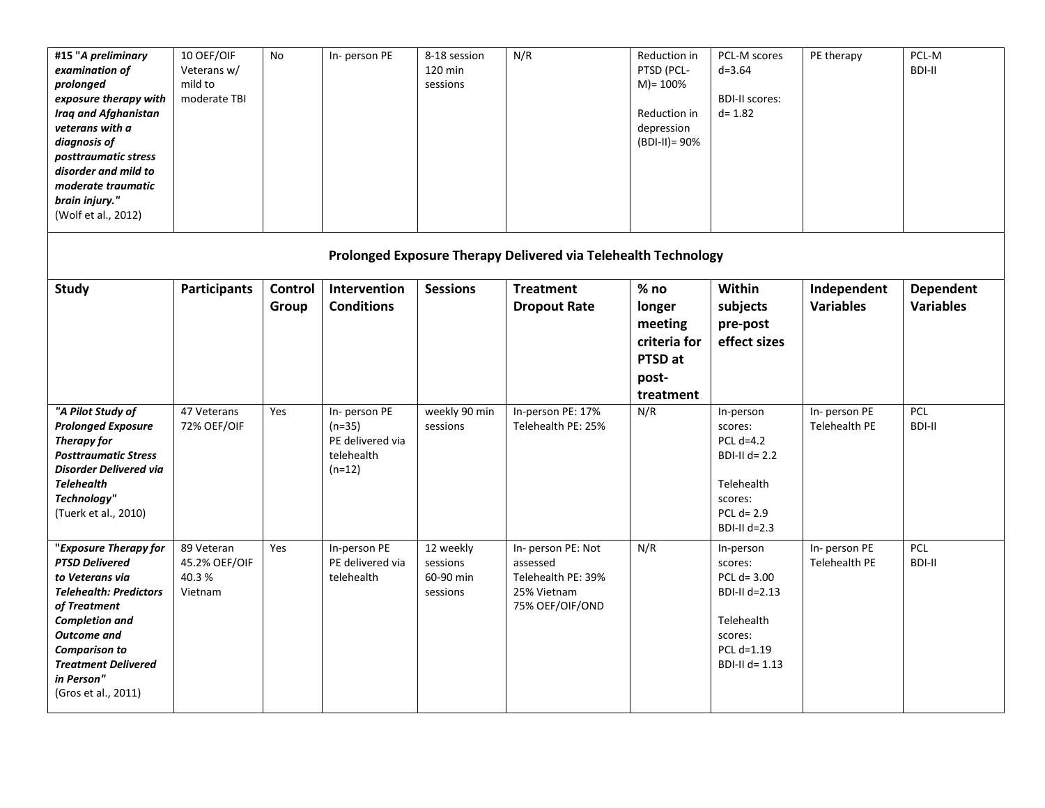| #15 ***"A preliminary examination of prolonged exposure therapy with Iraq and Afghanistan veterans with a diagnosis of posttraumatic stress disorder and mild to moderate traumatic brain injury."*** (Wolf et al., 2012) | 10 OEF/OIF Veterans w/ mild to moderate TBI | No | In- person PE | 8-18 session 120 min sessions | N/R | Reduction in PTSD (PCL-M)= 100%<br><br>Reduction in depression (BDI-II)= 90% | PCL-M scores d=3.64<br><br>BDI-II scores: d= 1.82 | PE therapy | PCL-M<br>BDI-II |
|---|---|---|---|---|---|---|---|---|---|

**Prolonged Exposure Therapy Delivered via Telehealth Technology**

| Study | Participants | Control Group | Intervention Conditions | Sessions | Treatment Dropout Rate | % no longer meeting criteria for PTSD at post-treatment | Within subjects pre-post effect sizes | Independent Variables | Dependent Variables |
|---|---|---|---|---|---|---|---|---|---|
| ***"A Pilot Study of Prolonged Exposure Therapy for Posttraumatic Stress Disorder Delivered via Telehealth Technology"*** (Tuerk et al., 2010) | 47 Veterans 72% OEF/OIF | Yes | In- person PE (n=35)<br>PE delivered via telehealth (n=12) | weekly 90 min sessions | In-person PE: 17%<br>Telehealth PE: 25% | N/R | In-person scores:<br>PCL d=4.2<br>BDI-II d= 2.2<br><br>Telehealth scores:<br>PCL d= 2.9<br>BDI-II d=2.3 | In- person PE<br>Telehealth PE | PCL<br>BDI-II |
| ***"Exposure Therapy for PTSD Delivered to Veterans via Telehealth: Predictors of Treatment Completion and Outcome and Comparison to Treatment Delivered in Person"*** (Gros et al., 2011) | 89 Veteran<br>45.2% OEF/OIF<br>40.3 % Vietnam | Yes | In-person PE<br>PE delivered via telehealth | 12 weekly sessions<br>60-90 min sessions | In- person PE: Not assessed<br>Telehealth PE: 39%<br>25% Vietnam<br>75% OEF/OIF/OND | N/R | In-person scores:<br>PCL d= 3.00<br>BDI-II d=2.13<br><br>Telehealth scores:<br>PCL d=1.19<br>BDI-II d= 1.13 | In- person PE<br>Telehealth PE | PCL<br>BDI-II |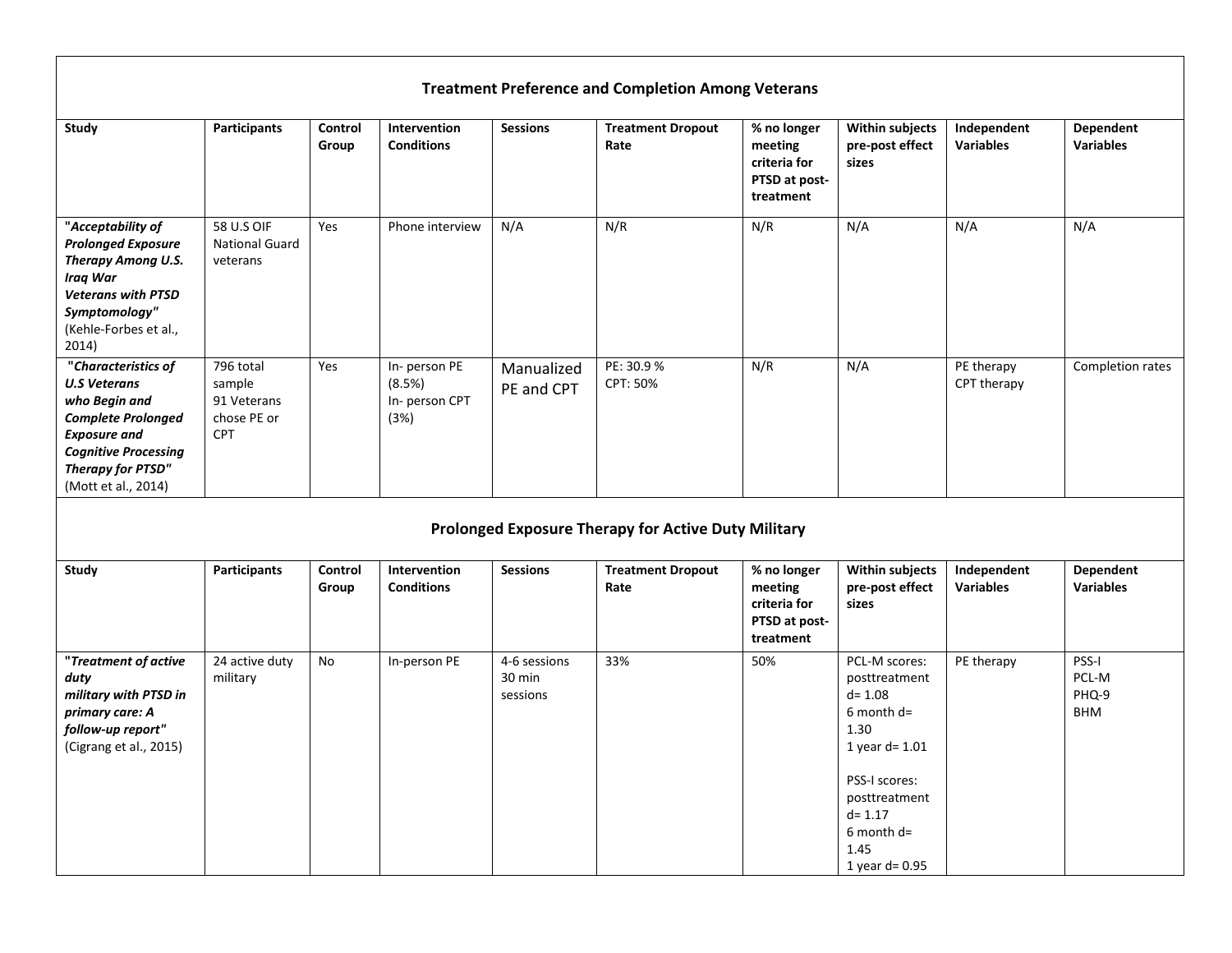## Treatment Preference and Completion Among Veterans

| Study | Participants | Control Group | Intervention Conditions | Sessions | Treatment Dropout Rate | % no longer meeting criteria for PTSD at post-treatment | Within subjects pre-post effect sizes | Independent Variables | Dependent Variables |
|---|---|---|---|---|---|---|---|---|---|
| ***"Acceptability of Prolonged Exposure Therapy Among U.S. Iraq War Veterans with PTSD Symptomology"*** (Kehle-Forbes et al., 2014) | 58 U.S OIF National Guard veterans | Yes | Phone interview | N/A | N/R | N/R | N/A | N/A | N/A |
| ***"Characteristics of U.S Veterans who Begin and Complete Prolonged Exposure and Cognitive Processing Therapy for PTSD"*** (Mott et al., 2014) | 796 total sample 91 Veterans chose PE or CPT | Yes | In- person PE (8.5%) In- person CPT (3%) | Manualized PE and CPT | PE: 30.9 % CPT: 50% | N/R | N/A | PE therapy CPT therapy | Completion rates |

## Prolonged Exposure Therapy for Active Duty Military

| Study | Participants | Control Group | Intervention Conditions | Sessions | Treatment Dropout Rate | % no longer meeting criteria for PTSD at post-treatment | Within subjects pre-post effect sizes | Independent Variables | Dependent Variables |
|---|---|---|---|---|---|---|---|---|---|
| ***"Treatment of active duty military with PTSD in primary care: A follow-up report"*** (Cigrang et al., 2015) | 24 active duty military | No | In-person PE | 4-6 sessions 30 min sessions | 33% | 50% | PCL-M scores: posttreatment d= 1.08 6 month d= 1.30 1 year d= 1.01<br><br>PSS-I scores: posttreatment d= 1.17 6 month d= 1.45 1 year d= 0.95 | PE therapy | PSS-I PCL-M PHQ-9 BHM |